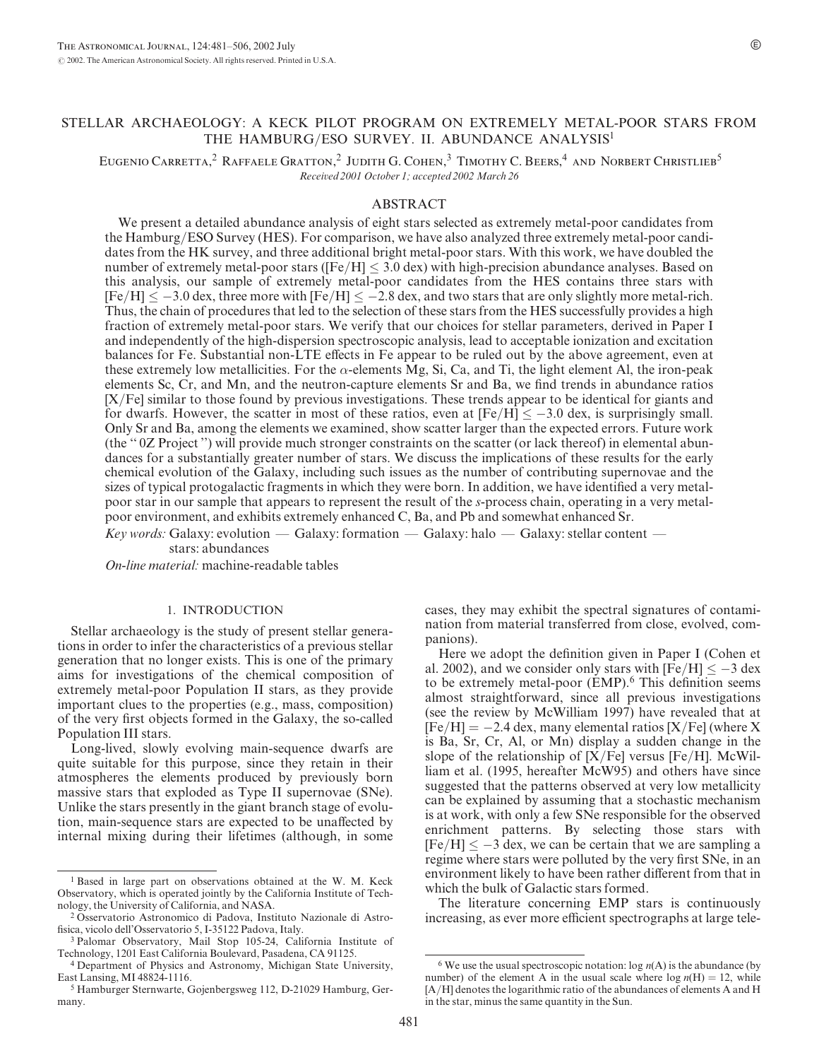# STELLAR ARCHAEOLOGY: A KECK PILOT PROGRAM ON EXTREMELY METAL-POOR STARS FROM THE HAMBURG/ESO SURVEY. II. ABUNDANCE ANALYSIS[1]

Eugenio Carretta,[2] Raffaele Gratton,[2] Judith G. Cohen,[3] Timothy C. Beers,[4] and Norbert Christlieb[5]

*Received 2001 October 1; accepted 2002 March 26*

## ABSTRACT

We present a detailed abundance analysis of eight stars selected as extremely metal-poor candidates from the Hamburg/ESO Survey (HES). For comparison, we have also analyzed three extremely metal-poor candidates from the HK survey, and three additional bright metal-poor stars. With this work, we have doubled the number of extremely metal-poor stars ([Fe/H] $\leq$ 3.0 dex) with high-precision abundance analyses. Based on this analysis, our sample of extremely metal-poor candidates from the HES contains three stars with [Fe/H] $\leq -3.0$ dex, three more with [Fe/H] $\leq -2.8$ dex, and two stars that are only slightly more metal-rich. Thus, the chain of procedures that led to the selection of these stars from the HES successfully provides a high fraction of extremely metal-poor stars. We verify that our choices for stellar parameters, derived in Paper I and independently of the high-dispersion spectroscopic analysis, lead to acceptable ionization and excitation balances for Fe. Substantial non-LTE effects in Fe appear to be ruled out by the above agreement, even at these extremely low metallicities. For the $\alpha$-elements Mg, Si, Ca, and Ti, the light element Al, the iron-peak elements Sc, Cr, and Mn, and the neutron-capture elements Sr and Ba, we find trends in abundance ratios [X/Fe] similar to those found by previous investigations. These trends appear to be identical for giants and for dwarfs. However, the scatter in most of these ratios, even at [Fe/H] $\leq -3.0$ dex, is surprisingly small. Only Sr and Ba, among the elements we examined, show scatter larger than the expected errors. Future work (the "0Z Project") will provide much stronger constraints on the scatter (or lack thereof) in elemental abundances for a substantially greater number of stars. We discuss the implications of these results for the early chemical evolution of the Galaxy, including such issues as the number of contributing supernovae and the sizes of typical protogalactic fragments in which they were born. In addition, we have identified a very metal-poor star in our sample that appears to represent the result of the *s*-process chain, operating in a very metal-poor environment, and exhibits extremely enhanced C, Ba, and Pb and somewhat enhanced Sr.

*Key words:* Galaxy: evolution — Galaxy: formation — Galaxy: halo — Galaxy: stellar content — stars: abundances

*On-line material:* machine-readable tables

## 1. INTRODUCTION

Stellar archaeology is the study of present stellar generations in order to infer the characteristics of a previous stellar generation that no longer exists. This is one of the primary aims for investigations of the chemical composition of extremely metal-poor Population II stars, as they provide important clues to the properties (e.g., mass, composition) of the very first objects formed in the Galaxy, the so-called Population III stars.

Long-lived, slowly evolving main-sequence dwarfs are quite suitable for this purpose, since they retain in their atmospheres the elements produced by previously born massive stars that exploded as Type II supernovae (SNe). Unlike the stars presently in the giant branch stage of evolution, main-sequence stars are expected to be unaffected by internal mixing during their lifetimes (although, in some cases, they may exhibit the spectral signatures of contamination from material transferred from close, evolved, companions).

Here we adopt the definition given in Paper I (Cohen et al. 2002), and we consider only stars with [Fe/H] $\leq -3$ dex to be extremely metal-poor (EMP).[6] This definition seems almost straightforward, since all previous investigations (see the review by McWilliam 1997) have revealed that at [Fe/H] $= -2.4$ dex, many elemental ratios [X/Fe] (where X is Ba, Sr, Cr, Al, or Mn) display a sudden change in the slope of the relationship of [X/Fe] versus [Fe/H]. McWilliam et al. (1995, hereafter McW95) and others have since suggested that the patterns observed at very low metallicity can be explained by assuming that a stochastic mechanism is at work, with only a few SNe responsible for the observed enrichment patterns. By selecting those stars with [Fe/H] $\leq -3$ dex, we can be certain that we are sampling a regime where stars were polluted by the very first SNe, in an environment likely to have been rather different from that in which the bulk of Galactic stars formed.

The literature concerning EMP stars is continuously increasing, as ever more efficient spectrographs at large tele-

---

[1] Based in large part on observations obtained at the W. M. Keck Observatory, which is operated jointly by the California Institute of Technology, the University of California, and NASA.

[2] Osservatorio Astronomico di Padova, Instituto Nazionale di Astrofisica, vicolo dell'Osservatorio 5, I-35122 Padova, Italy.

[3] Palomar Observatory, Mail Stop 105-24, California Institute of Technology, 1201 East California Boulevard, Pasadena, CA 91125.

[4] Department of Physics and Astronomy, Michigan State University, East Lansing, MI 48824-1116.

[5] Hamburger Sternwarte, Gojenbergsweg 112, D-21029 Hamburg, Germany.

[6] We use the usual spectroscopic notation: log $n$(A) is the abundance (by number) of the element A in the usual scale where log $n$(H) = 12, while [A/H] denotes the logarithmic ratio of the abundances of elements A and H in the star, minus the same quantity in the Sun.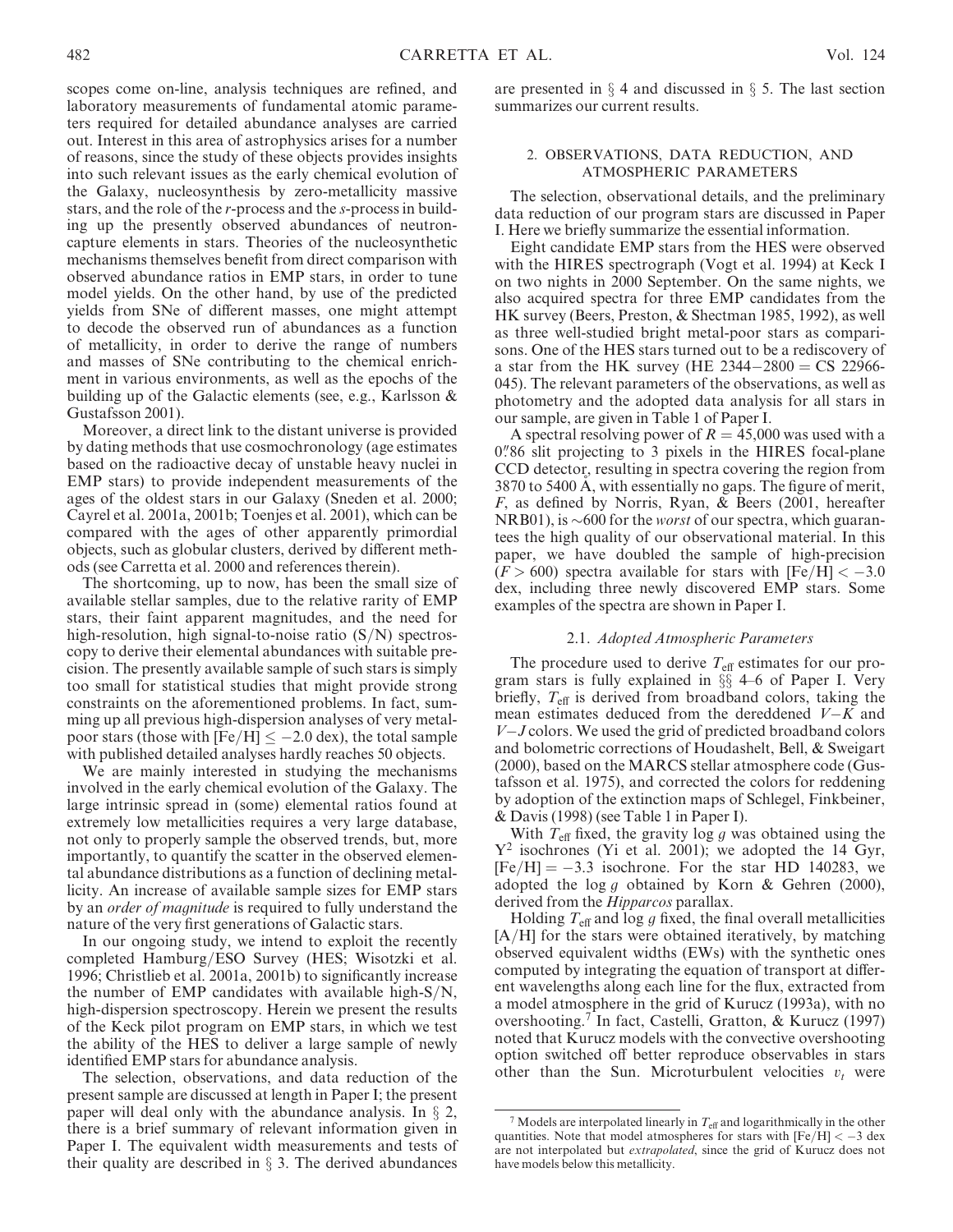scopes come on-line, analysis techniques are refined, and laboratory measurements of fundamental atomic parameters required for detailed abundance analyses are carried out. Interest in this area of astrophysics arises for a number of reasons, since the study of these objects provides insights into such relevant issues as the early chemical evolution of the Galaxy, nucleosynthesis by zero-metallicity massive stars, and the role of the *r*-process and the *s*-process in building up the presently observed abundances of neutron-capture elements in stars. Theories of the nucleosynthetic mechanisms themselves benefit from direct comparison with observed abundance ratios in EMP stars, in order to tune model yields. On the other hand, by use of the predicted yields from SNe of different masses, one might attempt to decode the observed run of abundances as a function of metallicity, in order to derive the range of numbers and masses of SNe contributing to the chemical enrichment in various environments, as well as the epochs of the building up of the Galactic elements (see, e.g., Karlsson & Gustafsson 2001).

Moreover, a direct link to the distant universe is provided by dating methods that use cosmochronology (age estimates based on the radioactive decay of unstable heavy nuclei in EMP stars) to provide independent measurements of the ages of the oldest stars in our Galaxy (Sneden et al. 2000; Cayrel et al. 2001a, 2001b; Toenjes et al. 2001), which can be compared with the ages of other apparently primordial objects, such as globular clusters, derived by different methods (see Carretta et al. 2000 and references therein).

The shortcoming, up to now, has been the small size of available stellar samples, due to the relative rarity of EMP stars, their faint apparent magnitudes, and the need for high-resolution, high signal-to-noise ratio (S/N) spectroscopy to derive their elemental abundances with suitable precision. The presently available sample of such stars is simply too small for statistical studies that might provide strong constraints on the aforementioned problems. In fact, summing up all previous high-dispersion analyses of very metal-poor stars (those with $[Fe/H] \leq -2.0$ dex), the total sample with published detailed analyses hardly reaches 50 objects.

We are mainly interested in studying the mechanisms involved in the early chemical evolution of the Galaxy. The large intrinsic spread in (some) elemental ratios found at extremely low metallicities requires a very large database, not only to properly sample the observed trends, but, more importantly, to quantify the scatter in the observed elemental abundance distributions as a function of declining metallicity. An increase of available sample sizes for EMP stars by an *order of magnitude* is required to fully understand the nature of the very first generations of Galactic stars.

In our ongoing study, we intend to exploit the recently completed Hamburg/ESO Survey (HES; Wisotzki et al. 1996; Christlieb et al. 2001a, 2001b) to significantly increase the number of EMP candidates with available high-S/N, high-dispersion spectroscopy. Herein we present the results of the Keck pilot program on EMP stars, in which we test the ability of the HES to deliver a large sample of newly identified EMP stars for abundance analysis.

The selection, observations, and data reduction of the present sample are discussed at length in Paper I; the present paper will deal only with the abundance analysis. In § 2, there is a brief summary of relevant information given in Paper I. The equivalent width measurements and tests of their quality are described in § 3. The derived abundances are presented in § 4 and discussed in § 5. The last section summarizes our current results.

## 2. OBSERVATIONS, DATA REDUCTION, AND ATMOSPHERIC PARAMETERS

The selection, observational details, and the preliminary data reduction of our program stars are discussed in Paper I. Here we briefly summarize the essential information.

Eight candidate EMP stars from the HES were observed with the HIRES spectrograph (Vogt et al. 1994) at Keck I on two nights in 2000 September. On the same nights, we also acquired spectra for three EMP candidates from the HK survey (Beers, Preston, & Shectman 1985, 1992), as well as three well-studied bright metal-poor stars as comparisons. One of the HES stars turned out to be a rediscovery of a star from the HK survey (HE 2344−2800 = CS 22966-045). The relevant parameters of the observations, as well as photometry and the adopted data analysis for all stars in our sample, are given in Table 1 of Paper I.

A spectral resolving power of $R = 45{,}000$ was used with a 0."86 slit projecting to 3 pixels in the HIRES focal-plane CCD detector, resulting in spectra covering the region from 3870 to 5400 Å, with essentially no gaps. The figure of merit, $F$, as defined by Norris, Ryan, & Beers (2001, hereafter NRB01), is $\sim$600 for the *worst* of our spectra, which guarantees the high quality of our observational material. In this paper, we have doubled the sample of high-precision ($F > 600$) spectra available for stars with $[Fe/H] < -3.0$ dex, including three newly discovered EMP stars. Some examples of the spectra are shown in Paper I.

### 2.1. *Adopted Atmospheric Parameters*

The procedure used to derive $T_{\rm eff}$ estimates for our program stars is fully explained in §§ 4–6 of Paper I. Very briefly, $T_{\rm eff}$ is derived from broadband colors, taking the mean estimates deduced from the dereddened $V-K$ and $V-J$ colors. We used the grid of predicted broadband colors and bolometric corrections of Houdashelt, Bell, & Sweigart (2000), based on the MARCS stellar atmosphere code (Gustafsson et al. 1975), and corrected the colors for reddening by adoption of the extinction maps of Schlegel, Finkbeiner, & Davis (1998) (see Table 1 in Paper I).

With $T_{\rm eff}$ fixed, the gravity $\log g$ was obtained using the $Y^2$ isochrones (Yi et al. 2001); we adopted the 14 Gyr, $[Fe/H] = -3.3$ isochrone. For the star HD 140283, we adopted the $\log g$ obtained by Korn & Gehren (2000), derived from the *Hipparcos* parallax.

Holding $T_{\rm eff}$ and $\log g$ fixed, the final overall metallicities [A/H] for the stars were obtained iteratively, by matching observed equivalent widths (EWs) with the synthetic ones computed by integrating the equation of transport at different wavelengths along each line for the flux, extracted from a model atmosphere in the grid of Kurucz (1993a), with no overshooting.[7] In fact, Castelli, Gratton, & Kurucz (1997) noted that Kurucz models with the convective overshooting option switched off better reproduce observables in stars other than the Sun. Microturbulent velocities $v_t$ were

[7] Models are interpolated linearly in $T_{\rm eff}$ and logarithmically in the other quantities. Note that model atmospheres for stars with $[Fe/H] < -3$ dex are not interpolated but *extrapolated*, since the grid of Kurucz does not have models below this metallicity.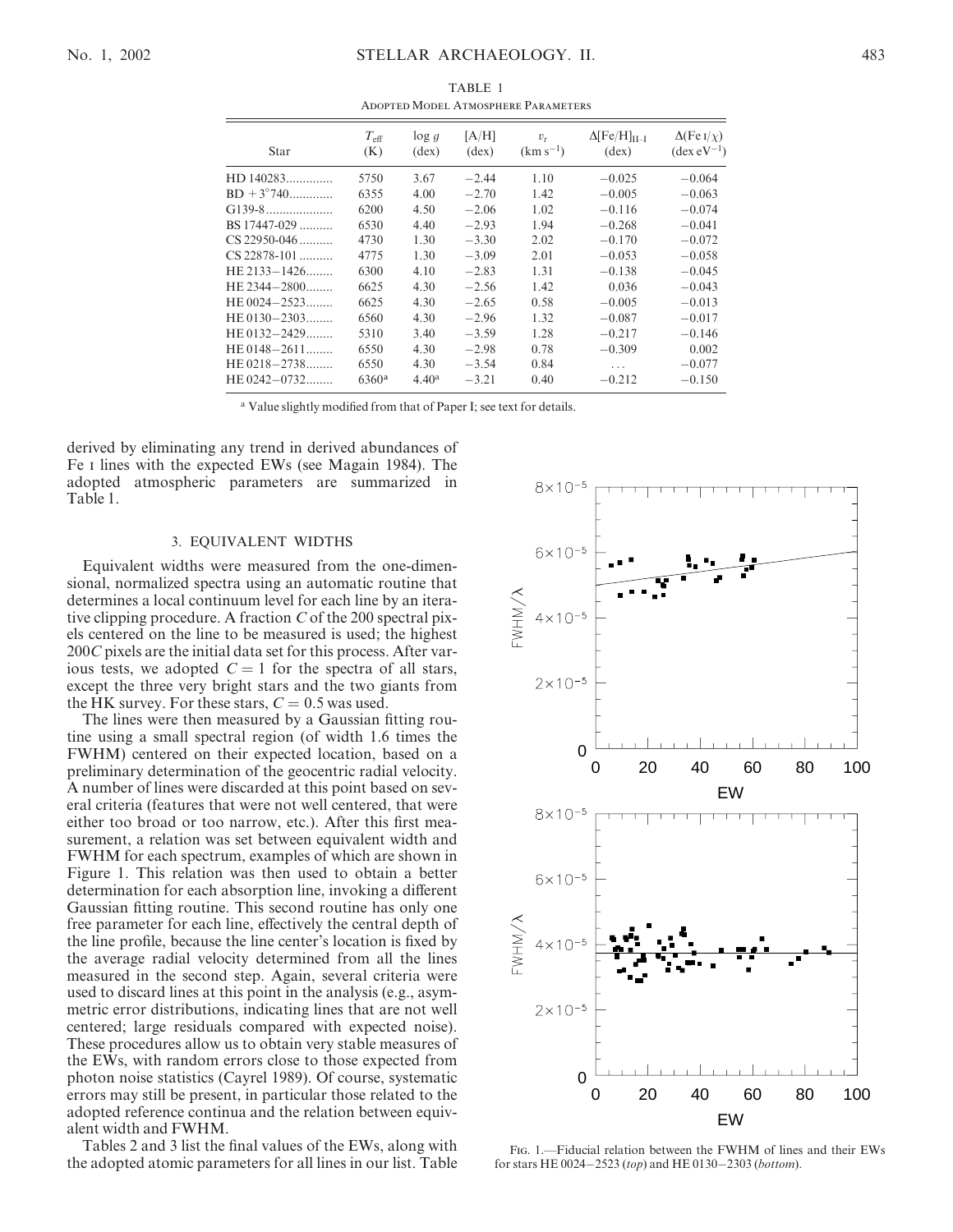TABLE 1
Adopted Model Atmosphere Parameters

| Star | $T_{\rm eff}$ (K) | log $g$ (dex) | [A/H] (dex) | $v_t$ (km s$^{-1}$) | $\Delta$[Fe/H]$_{\rm II-I}$ (dex) | $\Delta$(Fe I/$\chi$) (dex eV$^{-1}$) |
|---|---|---|---|---|---|---|
| HD 140283 | 5750 | 3.67 | −2.44 | 1.10 | −0.025 | −0.064 |
| BD +3°740 | 6355 | 4.00 | −2.70 | 1.42 | −0.005 | −0.063 |
| G139-8 | 6200 | 4.50 | −2.06 | 1.02 | −0.116 | −0.074 |
| BS 17447-029 | 6530 | 4.40 | −2.93 | 1.94 | −0.268 | −0.041 |
| CS 22950-046 | 4730 | 1.30 | −3.30 | 2.02 | −0.170 | −0.072 |
| CS 22878-101 | 4775 | 1.30 | −3.09 | 2.01 | −0.053 | −0.058 |
| HE 2133−1426 | 6300 | 4.10 | −2.83 | 1.31 | −0.138 | −0.045 |
| HE 2344−2800 | 6625 | 4.30 | −2.56 | 1.42 | 0.036 | −0.043 |
| HE 0024−2523 | 6625 | 4.30 | −2.65 | 0.58 | −0.005 | −0.013 |
| HE 0130−2303 | 6560 | 4.30 | −2.96 | 1.32 | −0.087 | −0.017 |
| HE 0132−2429 | 5310 | 3.40 | −3.59 | 1.28 | −0.217 | −0.146 |
| HE 0148−2611 | 6550 | 4.30 | −2.98 | 0.78 | −0.309 | 0.002 |
| HE 0218−2738 | 6550 | 4.30 | −3.54 | 0.84 | ... | −0.077 |
| HE 0242−0732 | 6360[a] | 4.40[a] | −3.21 | 0.40 | −0.212 | −0.150 |

[a] Value slightly modified from that of Paper I; see text for details.

derived by eliminating any trend in derived abundances of Fe I lines with the expected EWs (see Magain 1984). The adopted atmospheric parameters are summarized in Table 1.

## 3. EQUIVALENT WIDTHS

Equivalent widths were measured from the one-dimensional, normalized spectra using an automatic routine that determines a local continuum level for each line by an iterative clipping procedure. A fraction $C$ of the 200 spectral pixels centered on the line to be measured is used; the highest $200C$ pixels are the initial data set for this process. After various tests, we adopted $C = 1$ for the spectra of all stars, except the three very bright stars and the two giants from the HK survey. For these stars, $C = 0.5$ was used.

The lines were then measured by a Gaussian fitting routine using a small spectral region (of width 1.6 times the FWHM) centered on their expected location, based on a preliminary determination of the geocentric radial velocity. A number of lines were discarded at this point based on several criteria (features that were not well centered, that were either too broad or too narrow, etc.). After this first measurement, a relation was set between equivalent width and FWHM for each spectrum, examples of which are shown in Figure 1. This relation was then used to obtain a better determination for each absorption line, invoking a different Gaussian fitting routine. This second routine has only one free parameter for each line, effectively the central depth of the line profile, because the line center's location is fixed by the average radial velocity determined from all the lines measured in the second step. Again, several criteria were used to discard lines at this point in the analysis (e.g., asymmetric error distributions, indicating lines that are not well centered; large residuals compared with expected noise). These procedures allow us to obtain very stable measures of the EWs, with random errors close to those expected from photon noise statistics (Cayrel 1989). Of course, systematic errors may still be present, in particular those related to the adopted reference continua and the relation between equivalent width and FWHM.

Tables 2 and 3 list the final values of the EWs, along with the adopted atomic parameters for all lines in our list. Table

Fig. 1.—Fiducial relation between the FWHM of lines and their EWs for stars HE 0024−2523 (*top*) and HE 0130−2303 (*bottom*).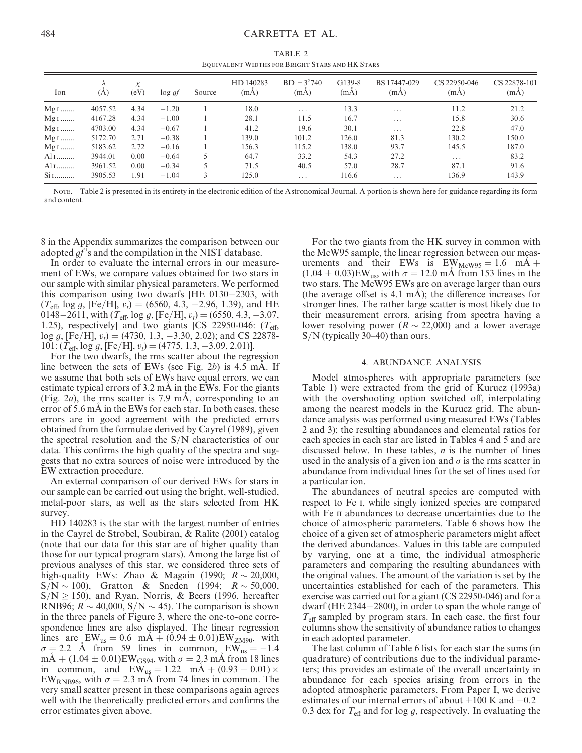TABLE 2

Equivalent Widths for Bright Stars and HK Stars

| Ion | $\lambda$ (Å) | $\chi$ (eV) | $\log gf$ | Source | HD 140283 (mÅ) | BD +3°740 (mÅ) | G139-8 (mÅ) | BS 17447-029 (mÅ) | CS 22950-046 (mÅ) | CS 22878-101 (mÅ) |
|---|---|---|---|---|---|---|---|---|---|---|
| Mg I ....... | 4057.52 | 4.34 | −1.20 | 1 | 18.0 | ... | 13.3 | ... | 11.2 | 21.2 |
| Mg I ....... | 4167.28 | 4.34 | −1.00 | 1 | 28.1 | 11.5 | 16.7 | ... | 15.8 | 30.6 |
| Mg I ....... | 4703.00 | 4.34 | −0.67 | 1 | 41.2 | 19.6 | 30.1 | ... | 22.8 | 47.0 |
| Mg I ....... | 5172.70 | 2.71 | −0.38 | 1 | 139.0 | 101.2 | 126.0 | 81.3 | 130.2 | 150.0 |
| Mg I ....... | 5183.62 | 2.72 | −0.16 | 1 | 156.3 | 115.2 | 138.0 | 93.7 | 145.5 | 187.0 |
| Al I......... | 3944.01 | 0.00 | −0.64 | 5 | 64.7 | 33.2 | 54.3 | 27.2 | ... | 83.2 |
| Al I......... | 3961.52 | 0.00 | −0.34 | 5 | 71.5 | 40.5 | 57.0 | 28.7 | 87.1 | 91.6 |
| Si I.......... | 3905.53 | 1.91 | −1.04 | 3 | 125.0 | ... | 116.6 | ... | 136.9 | 143.9 |

Note.—Table 2 is presented in its entirety in the electronic edition of the Astronomical Journal. A portion is shown here for guidance regarding its form and content.

8 in the Appendix summarizes the comparison between our adopted $gf$'s and the compilation in the NIST database.

In order to evaluate the internal errors in our measurement of EWs, we compare values obtained for two stars in our sample with similar physical parameters. We performed this comparison using two dwarfs [HE 0130−2303, with ($T_{\rm eff}$, $\log g$, [Fe/H], $v_t$) = (6560, 4.3, −2.96, 1.39), and HE 0148−2611, with ($T_{\rm eff}$, $\log g$, [Fe/H], $v_t$) = (6550, 4.3, −3.07, 1.25), respectively] and two giants [CS 22950-046: ($T_{\rm eff}$, $\log g$, [Fe/H], $v_t$) = (4730, 1.3, −3.30, 2.02); and CS 22878-101: ($T_{\rm eff}$, $\log g$, [Fe/H], $v_t$) = (4775, 1.3, −3.09, 2.01)].

For the two dwarfs, the rms scatter about the regression line between the sets of EWs (see Fig. 2$b$) is 4.5 mÅ. If we assume that both sets of EWs have equal errors, we can estimate typical errors of 3.2 mÅ in the EWs. For the giants (Fig. 2$a$), the rms scatter is 7.9 mÅ, corresponding to an error of 5.6 mÅ in the EWs for each star. In both cases, these errors are in good agreement with the predicted errors obtained from the formulae derived by Cayrel (1989), given the spectral resolution and the S/N characteristics of our data. This confirms the high quality of the spectra and suggests that no extra sources of noise were introduced by the EW extraction procedure.

An external comparison of our derived EWs for stars in our sample can be carried out using the bright, well-studied, metal-poor stars, as well as the stars selected from HK survey.

HD 140283 is the star with the largest number of entries in the Cayrel de Strobel, Soubiran, & Ralite (2001) catalog (note that our data for this star are of higher quality than those for our typical program stars). Among the large list of previous analyses of this star, we considered three sets of high-quality EWs: Zhao & Magain (1990; $R \sim 20{,}000$, S/N $\sim 100$), Gratton & Sneden (1994; $R \sim 50{,}000$, S/N $\geq 150$), and Ryan, Norris, & Beers (1996, hereafter RNB96; $R \sim 40{,}000$, S/N $\sim 45$). The comparison is shown in the three panels of Figure 3, where the one-to-one correspondence lines are also displayed. The linear regression lines are $\mathrm{EW_{us}} = 0.6$ mÅ + $(0.94 \pm 0.01)\mathrm{EW_{ZM90}}$, with $\sigma = 2.2$ Å from 59 lines in common, $\mathrm{EW_{us}} = -1.4$ mÅ + $(1.04 \pm 0.01)\mathrm{EW_{GS94}}$, with $\sigma = 2.3$ mÅ from 18 lines in common, and $\mathrm{EW_{us}} = 1.22$ mÅ + $(0.93 \pm 0.01) \times \mathrm{EW_{RNB96}}$, with $\sigma = 2.3$ mÅ from 74 lines in common. The very small scatter present in these comparisons again agrees well with the theoretically predicted errors and confirms the error estimates given above.

For the two giants from the HK survey in common with the McW95 sample, the linear regression between our measurements and their EWs is $\mathrm{EW_{McW95}} = 1.6$ mÅ + $(1.04 \pm 0.03)\mathrm{EW_{us}}$, with $\sigma = 12.0$ mÅ from 153 lines in the two stars. The McW95 EWs are on average larger than ours (the average offset is 4.1 mÅ); the difference increases for stronger lines. The rather large scatter is most likely due to their measurement errors, arising from spectra having a lower resolving power ($R \sim 22{,}000$) and a lower average S/N (typically 30–40) than ours.

## 4. ABUNDANCE ANALYSIS

Model atmospheres with appropriate parameters (see Table 1) were extracted from the grid of Kurucz (1993a) with the overshooting option switched off, interpolating among the nearest models in the Kurucz grid. The abundance analysis was performed using measured EWs (Tables 2 and 3); the resulting abundances and elemental ratios for each species in each star are listed in Tables 4 and 5 and are discussed below. In these tables, $n$ is the number of lines used in the analysis of a given ion and $\sigma$ is the rms scatter in abundance from individual lines for the set of lines used for a particular ion.

The abundances of neutral species are computed with respect to Fe I, while singly ionized species are compared with Fe II abundances to decrease uncertainties due to the choice of atmospheric parameters. Table 6 shows how the choice of a given set of atmospheric parameters might affect the derived abundances. Values in this table are computed by varying, one at a time, the individual atmospheric parameters and comparing the resulting abundances with the original values. The amount of the variation is set by the uncertainties established for each of the parameters. This exercise was carried out for a giant (CS 22950-046) and for a dwarf (HE 2344−2800), in order to span the whole range of $T_{\rm eff}$ sampled by program stars. In each case, the first four columns show the sensitivity of abundance ratios to changes in each adopted parameter.

The last column of Table 6 lists for each star the sums (in quadrature) of contributions due to the individual parameters; this provides an estimate of the overall uncertainty in abundance for each species arising from errors in the adopted atmospheric parameters. From Paper I, we derive estimates of our internal errors of about ±100 K and ±0.2–0.3 dex for $T_{\rm eff}$ and for $\log g$, respectively. In evaluating the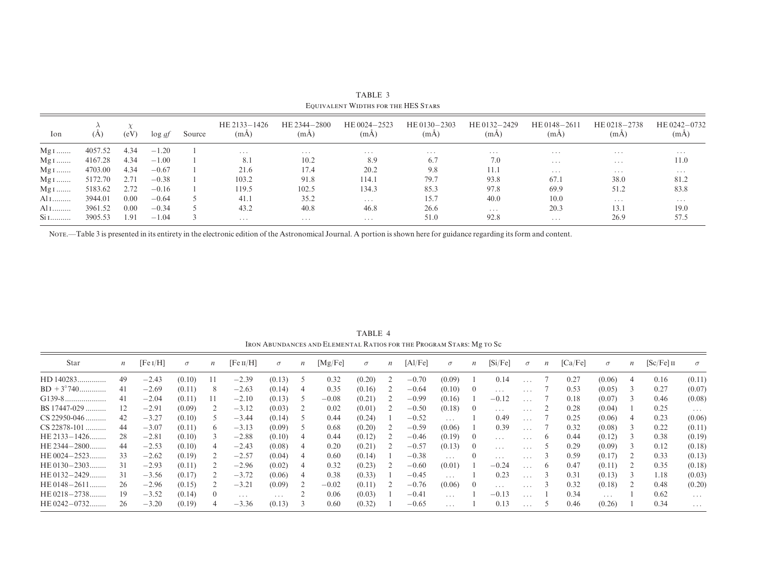TABLE 3

Equivalent Widths for the HES Stars

| Ion | λ (Å) | χ (eV) | log *gf* | Source | HE 2133−1426 (mÅ) | HE 2344−2800 (mÅ) | HE 0024−2523 (mÅ) | HE 0130−2303 (mÅ) | HE 0132−2429 (mÅ) | HE 0148−2611 (mÅ) | HE 0218−2738 (mÅ) | HE 0242−0732 (mÅ) |
|---|---|---|---|---|---|---|---|---|---|---|---|---|
| Mg I ....... | 4057.52 | 4.34 | −1.20 | 1 | ... | ... | ... | ... | ... | ... | ... | ... |
| Mg I ....... | 4167.28 | 4.34 | −1.00 | 1 | 8.1 | 10.2 | 8.9 | 6.7 | 7.0 | ... | ... | 11.0 |
| Mg I ....... | 4703.00 | 4.34 | −0.67 | 1 | 21.6 | 17.4 | 20.2 | 9.8 | 11.1 | ... | ... | ... |
| Mg I ....... | 5172.70 | 2.71 | −0.38 | 1 | 103.2 | 91.8 | 114.1 | 79.7 | 93.8 | 67.1 | 38.0 | 81.2 |
| Mg I ....... | 5183.62 | 2.72 | −0.16 | 1 | 119.5 | 102.5 | 134.3 | 85.3 | 97.8 | 69.9 | 51.2 | 83.8 |
| Al I......... | 3944.01 | 0.00 | −0.64 | 5 | 41.1 | 35.2 | ... | 15.7 | 40.0 | 10.0 | ... | ... |
| Al I......... | 3961.52 | 0.00 | −0.34 | 5 | 43.2 | 40.8 | 46.8 | 26.6 | ... | 20.3 | 13.1 | 19.0 |
| Si I.......... | 3905.53 | 1.91 | −1.04 | 3 | ... | ... | ... | 51.0 | 92.8 | ... | 26.9 | 57.5 |

Note.—Table 3 is presented in its entirety in the electronic edition of the Astronomical Journal. A portion is shown here for guidance regarding its form and content.

TABLE 4

Iron Abundances and Elemental Ratios for the Program Stars: Mg to Sc

| Star | *n* | [Fe I/H] | σ | *n* | [Fe II/H] | σ | *n* | [Mg/Fe] | σ | *n* | [Al/Fe] | σ | *n* | [Si/Fe] | σ | *n* | [Ca/Fe] | σ | *n* | [Sc/Fe] II | σ |
|---|---|---|---|---|---|---|---|---|---|---|---|---|---|---|---|---|---|---|---|---|---|
| HD 140283............. | 49 | −2.43 | (0.10) | 11 | −2.39 | (0.13) | 5 | 0.32 | (0.20) | 2 | −0.70 | (0.09) | 1 | 0.14 | ... | 7 | 0.27 | (0.06) | 4 | 0.16 | (0.11) |
| BD +3°740............. | 41 | −2.69 | (0.11) | 8 | −2.63 | (0.14) | 4 | 0.35 | (0.16) | 2 | −0.64 | (0.10) | 0 | ... | ... | 7 | 0.53 | (0.05) | 3 | 0.27 | (0.07) |
| G139-8.................... | 41 | −2.04 | (0.11) | 11 | −2.10 | (0.13) | 5 | −0.08 | (0.21) | 2 | −0.99 | (0.16) | 1 | −0.12 | ... | 7 | 0.18 | (0.07) | 3 | 0.46 | (0.08) |
| BS 17447-029 .......... | 12 | −2.91 | (0.09) | 2 | −3.12 | (0.03) | 2 | 0.02 | (0.01) | 2 | −0.50 | (0.18) | 0 | ... | ... | 2 | 0.28 | (0.04) | 1 | 0.25 | ... |
| CS 22950-046 .......... | 42 | −3.27 | (0.10) | 5 | −3.44 | (0.14) | 5 | 0.44 | (0.24) | 1 | −0.52 | ... | 1 | 0.49 | ... | 7 | 0.25 | (0.06) | 4 | 0.23 | (0.06) |
| CS 22878-101 .......... | 44 | −3.07 | (0.11) | 6 | −3.13 | (0.09) | 5 | 0.68 | (0.20) | 2 | −0.59 | (0.06) | 1 | 0.39 | ... | 7 | 0.32 | (0.08) | 3 | 0.22 | (0.11) |
| HE 2133−1426........ | 28 | −2.81 | (0.10) | 3 | −2.88 | (0.10) | 4 | 0.44 | (0.12) | 2 | −0.46 | (0.19) | 0 | ... | ... | 6 | 0.44 | (0.12) | 3 | 0.38 | (0.19) |
| HE 2344−2800........ | 44 | −2.53 | (0.10) | 4 | −2.43 | (0.08) | 4 | 0.20 | (0.21) | 2 | −0.57 | (0.13) | 0 | ... | ... | 5 | 0.29 | (0.09) | 3 | 0.12 | (0.18) |
| HE 0024−2523........ | 33 | −2.62 | (0.19) | 2 | −2.57 | (0.04) | 4 | 0.60 | (0.14) | 1 | −0.38 | ... | 0 | ... | ... | 3 | 0.59 | (0.17) | 2 | 0.33 | (0.13) |
| HE 0130−2303........ | 31 | −2.93 | (0.11) | 2 | −2.96 | (0.02) | 4 | 0.32 | (0.23) | 2 | −0.60 | (0.01) | 1 | −0.24 | ... | 6 | 0.47 | (0.11) | 2 | 0.35 | (0.18) |
| HE 0132−2429........ | 31 | −3.56 | (0.17) | 2 | −3.72 | (0.06) | 4 | 0.38 | (0.33) | 1 | −0.45 | ... | 1 | 0.23 | ... | 3 | 0.31 | (0.13) | 3 | 1.18 | (0.03) |
| HE 0148−2611........ | 26 | −2.96 | (0.15) | 2 | −3.21 | (0.09) | 2 | −0.02 | (0.11) | 2 | −0.76 | (0.06) | 0 | ... | ... | 3 | 0.32 | (0.18) | 2 | 0.48 | (0.20) |
| HE 0218−2738........ | 19 | −3.52 | (0.14) | 0 | ... | ... | 2 | 0.06 | (0.03) | 1 | −0.41 | ... | 1 | −0.13 | ... | 1 | 0.34 | ... | 1 | 0.62 | ... |
| HE 0242−0732........ | 26 | −3.20 | (0.19) | 4 | −3.36 | (0.13) | 3 | 0.60 | (0.32) | 1 | −0.65 | ... | 1 | 0.13 | ... | 5 | 0.46 | (0.26) | 1 | 0.34 | ... |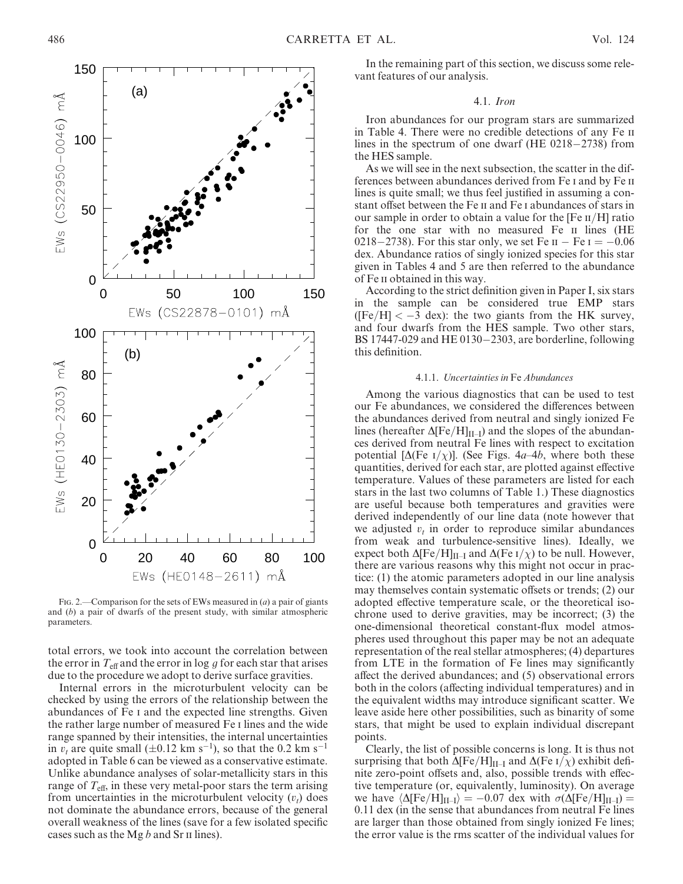FIG. 2.—Comparison for the sets of EWs measured in (*a*) a pair of giants and (*b*) a pair of dwarfs of the present study, with similar atmospheric parameters.

total errors, we took into account the correlation between the error in $T_{\rm eff}$ and the error in $\log g$ for each star that arises due to the procedure we adopt to derive surface gravities.

Internal errors in the microturbulent velocity can be checked by using the errors of the relationship between the abundances of Fe I and the expected line strengths. Given the rather large number of measured Fe I lines and the wide range spanned by their intensities, the internal uncertainties in $v_t$ are quite small ($\pm 0.12$ km s$^{-1}$), so that the 0.2 km s$^{-1}$ adopted in Table 6 can be viewed as a conservative estimate. Unlike abundance analyses of solar-metallicity stars in this range of $T_{\rm eff}$, in these very metal-poor stars the term arising from uncertainties in the microturbulent velocity ($v_t$) does not dominate the abundance errors, because of the general overall weakness of the lines (save for a few isolated specific cases such as the Mg *b* and Sr II lines).

In the remaining part of this section, we discuss some relevant features of our analysis.

### 4.1. *Iron*

Iron abundances for our program stars are summarized in Table 4. There were no credible detections of any Fe II lines in the spectrum of one dwarf (HE 0218−2738) from the HES sample.

As we will see in the next subsection, the scatter in the differences between abundances derived from Fe I and by Fe II lines is quite small; we thus feel justified in assuming a constant offset between the Fe II and Fe I abundances of stars in our sample in order to obtain a value for the [Fe II/H] ratio for the one star with no measured Fe II lines (HE 0218−2738). For this star only, we set Fe II − Fe I = −0.06 dex. Abundance ratios of singly ionized species for this star given in Tables 4 and 5 are then referred to the abundance of Fe II obtained in this way.

According to the strict definition given in Paper I, six stars in the sample can be considered true EMP stars ($[{\rm Fe/H}] < -3$ dex): the two giants from the HK survey, and four dwarfs from the HES sample. Two other stars, BS 17447-029 and HE 0130−2303, are borderline, following this definition.

#### 4.1.1. *Uncertainties in* Fe *Abundances*

Among the various diagnostics that can be used to test our Fe abundances, we considered the differences between the abundances derived from neutral and singly ionized Fe lines (hereafter $\Delta[{\rm Fe/H}]_{\rm II-I}$) and the slopes of the abundances derived from neutral Fe lines with respect to excitation potential [$\Delta({\rm Fe\ I}/\chi)$]. (See Figs. 4*a*–4*b*, where both these quantities, derived for each star, are plotted against effective temperature. Values of these parameters are listed for each stars in the last two columns of Table 1.) These diagnostics are useful because both temperatures and gravities were derived independently of our line data (note however that we adjusted $v_t$ in order to reproduce similar abundances from weak and turbulence-sensitive lines). Ideally, we expect both $\Delta[{\rm Fe/H}]_{\rm II-I}$ and $\Delta({\rm Fe\ I}/\chi)$ to be null. However, there are various reasons why this might not occur in practice: (1) the atomic parameters adopted in our line analysis may themselves contain systematic offsets or trends; (2) our adopted effective temperature scale, or the theoretical isochrone used to derive gravities, may be incorrect; (3) the one-dimensional theoretical constant-flux model atmospheres used throughout this paper may be not an adequate representation of the real stellar atmospheres; (4) departures from LTE in the formation of Fe lines may significantly affect the derived abundances; and (5) observational errors both in the colors (affecting individual temperatures) and in the equivalent widths may introduce significant scatter. We leave aside here other possibilities, such as binarity of some stars, that might be used to explain individual discrepant points.

Clearly, the list of possible concerns is long. It is thus not surprising that both $\Delta[{\rm Fe/H}]_{\rm II-I}$ and $\Delta({\rm Fe\ I}/\chi)$ exhibit definite zero-point offsets and, also, possible trends with effective temperature (or, equivalently, luminosity). On average we have $\langle\Delta[{\rm Fe/H}]_{\rm II-I}\rangle = -0.07$ dex with $\sigma(\Delta[{\rm Fe/H}]_{\rm II-I}) = 0.11$ dex (in the sense that abundances from neutral Fe lines are larger than those obtained from singly ionized Fe lines; the error value is the rms scatter of the individual values for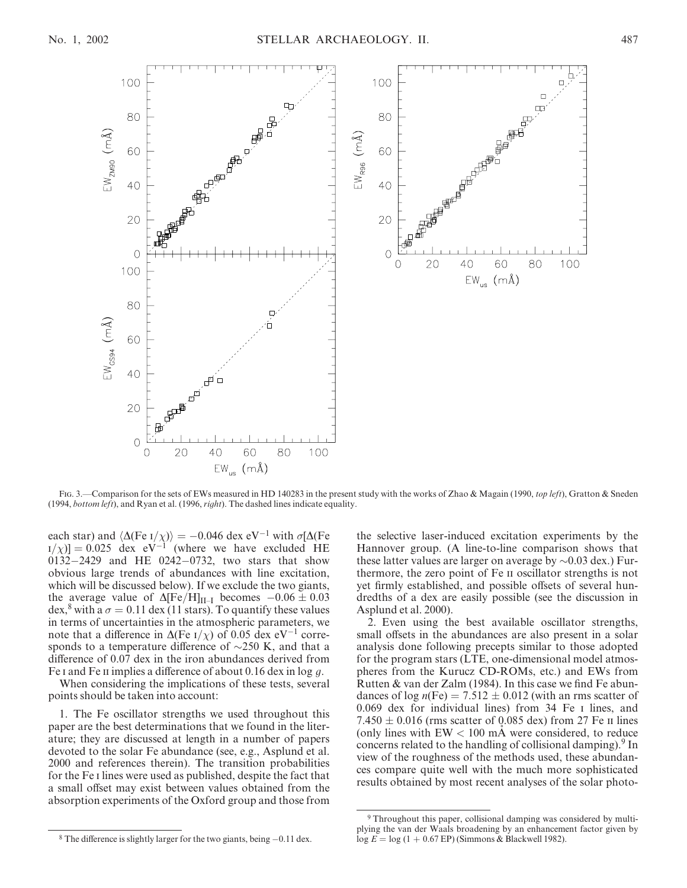FIG. 3.—Comparison for the sets of EWs measured in HD 140283 in the present study with the works of Zhao & Magain (1990, *top left*), Gratton & Sneden (1994, *bottom left*), and Ryan et al. (1996, *right*). The dashed lines indicate equality.

each star) and $\langle\Delta(\text{Fe I}/\chi)\rangle = -0.046$ dex eV$^{-1}$ with $\sigma[\Delta(\text{Fe I}/\chi)] = 0.025$ dex eV$^{-1}$ (where we have excluded HE 0132−2429 and HE 0242−0732, two stars that show obvious large trends of abundances with line excitation, which will be discussed below). If we exclude the two giants, the average value of $\Delta[\text{Fe/H}]_{\text{II-I}}$ becomes $-0.06 \pm 0.03$ dex,[8] with a $\sigma = 0.11$ dex (11 stars). To quantify these values in terms of uncertainties in the atmospheric parameters, we note that a difference in $\Delta(\text{Fe I}/\chi)$ of 0.05 dex eV$^{-1}$ corresponds to a temperature difference of ~250 K, and that a difference of 0.07 dex in the iron abundances derived from Fe I and Fe II implies a difference of about 0.16 dex in log $g$.

When considering the implications of these tests, several points should be taken into account:

1. The Fe oscillator strengths we used throughout this paper are the best determinations that we found in the literature; they are discussed at length in a number of papers devoted to the solar Fe abundance (see, e.g., Asplund et al. 2000 and references therein). The transition probabilities for the Fe I lines were used as published, despite the fact that a small offset may exist between values obtained from the absorption experiments of the Oxford group and those from the selective laser-induced excitation experiments by the Hannover group. (A line-to-line comparison shows that these latter values are larger on average by ~0.03 dex.) Furthermore, the zero point of Fe II oscillator strengths is not yet firmly established, and possible offsets of several hundredths of a dex are easily possible (see the discussion in Asplund et al. 2000).

2. Even using the best available oscillator strengths, small offsets in the abundances are also present in a solar analysis done following precepts similar to those adopted for the program stars (LTE, one-dimensional model atmospheres from the Kurucz CD-ROMs, etc.) and EWs from Rutten & van der Zalm (1984). In this case we find Fe abundances of log $n(\text{Fe}) = 7.512 \pm 0.012$ (with an rms scatter of 0.069 dex for individual lines) from 34 Fe I lines, and $7.450 \pm 0.016$ (rms scatter of 0.085 dex) from 27 Fe II lines (only lines with EW < 100 mÅ were considered, to reduce concerns related to the handling of collisional damping).[9] In view of the roughness of the methods used, these abundances compare quite well with the much more sophisticated results obtained by most recent analyses of the solar photo-

[8] The difference is slightly larger for the two giants, being −0.11 dex.

[9] Throughout this paper, collisional damping was considered by multiplying the van der Waals broadening by an enhancement factor given by $\log E = \log(1 + 0.67\,\text{EP})$ (Simmons & Blackwell 1982).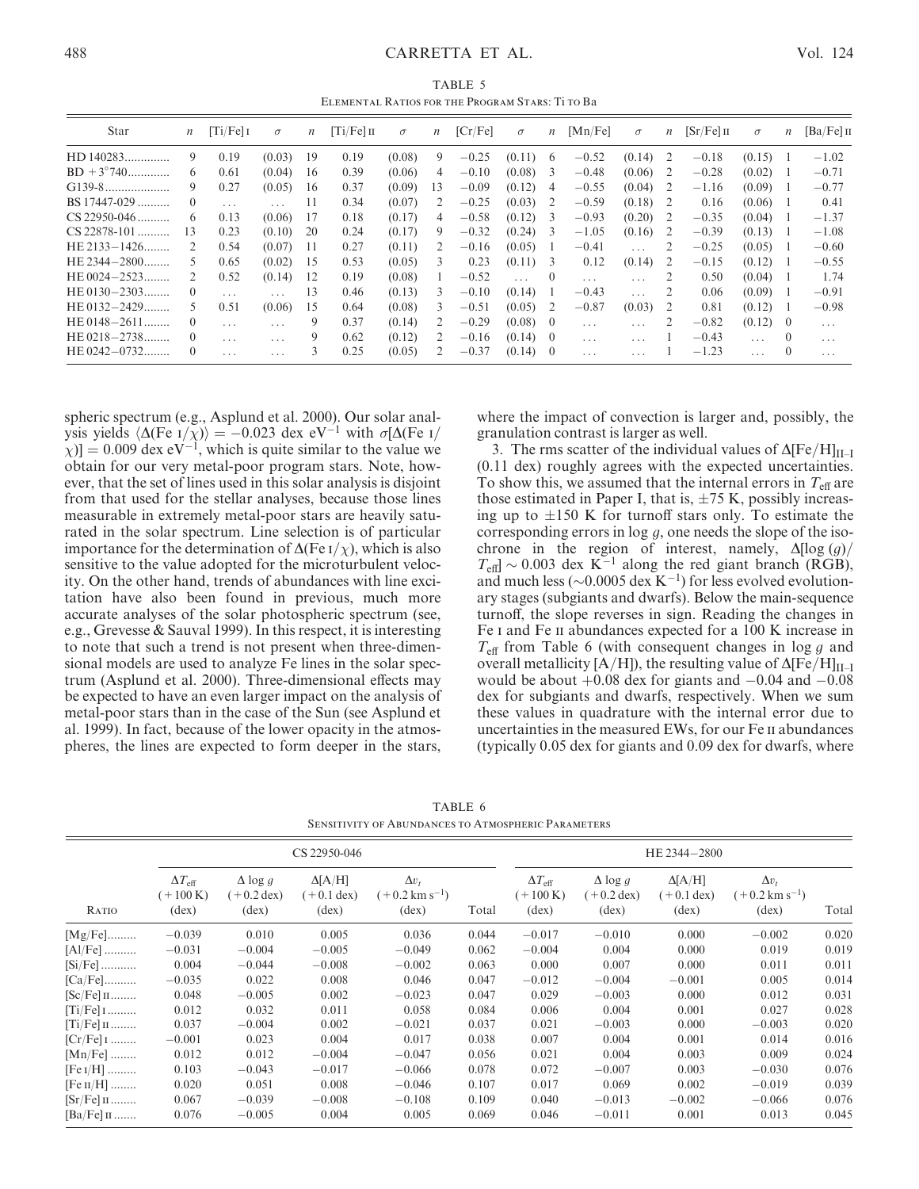TABLE 5

ELEMENTAL RATIOS FOR THE PROGRAM STARS: Ti TO Ba

| Star | $n$ | [Ti/Fe] I | $\sigma$ | $n$ | [Ti/Fe] II | $\sigma$ | $n$ | [Cr/Fe] | $\sigma$ | $n$ | [Mn/Fe] | $\sigma$ | $n$ | [Sr/Fe] II | $\sigma$ | $n$ | [Ba/Fe] II |
|---|---|---|---|---|---|---|---|---|---|---|---|---|---|---|---|---|---|
| HD 140283.............. | 9 | 0.19 | (0.03) | 19 | 0.19 | (0.08) | 9 | −0.25 | (0.11) | 6 | −0.52 | (0.14) | 2 | −0.18 | (0.15) | 1 | −1.02 |
| BD $+3°740$............. | 6 | 0.61 | (0.04) | 16 | 0.39 | (0.06) | 4 | −0.10 | (0.08) | 3 | −0.48 | (0.06) | 2 | −0.28 | (0.02) | 1 | −0.71 |
| G139-8.................... | 9 | 0.27 | (0.05) | 16 | 0.37 | (0.09) | 13 | −0.09 | (0.12) | 4 | −0.55 | (0.04) | 2 | −1.16 | (0.09) | 1 | −0.77 |
| BS 17447-029 .......... | 0 | ... | ... | 11 | 0.34 | (0.07) | 2 | −0.25 | (0.03) | 2 | −0.59 | (0.18) | 2 | 0.16 | (0.06) | 1 | 0.41 |
| CS 22950-046 .......... | 6 | 0.13 | (0.06) | 17 | 0.18 | (0.17) | 4 | −0.58 | (0.12) | 3 | −0.93 | (0.20) | 2 | −0.35 | (0.04) | 1 | −1.37 |
| CS 22878-101 .......... | 13 | 0.23 | (0.10) | 20 | 0.24 | (0.17) | 9 | −0.32 | (0.24) | 3 | −1.05 | (0.16) | 2 | −0.39 | (0.13) | 1 | −1.08 |
| HE 2133−1426........ | 2 | 0.54 | (0.07) | 11 | 0.27 | (0.11) | 2 | −0.16 | (0.05) | 1 | −0.41 | ... | 2 | −0.25 | (0.05) | 1 | −0.60 |
| HE 2344−2800........ | 5 | 0.65 | (0.02) | 15 | 0.53 | (0.05) | 3 | 0.23 | (0.11) | 3 | 0.12 | (0.14) | 2 | −0.15 | (0.12) | 1 | −0.55 |
| HE 0024−2523........ | 2 | 0.52 | (0.14) | 12 | 0.19 | (0.08) | 1 | −0.52 | ... | 0 | ... | ... | 2 | 0.50 | (0.04) | 1 | 1.74 |
| HE 0130−2303........ | 0 | ... | ... | 13 | 0.46 | (0.13) | 3 | −0.10 | (0.14) | 1 | −0.43 | ... | 2 | 0.06 | (0.09) | 1 | −0.91 |
| HE 0132−2429........ | 5 | 0.51 | (0.06) | 15 | 0.64 | (0.08) | 3 | −0.51 | (0.05) | 2 | −0.87 | (0.03) | 2 | 0.81 | (0.12) | 1 | −0.98 |
| HE 0148−2611........ | 0 | ... | ... | 9 | 0.37 | (0.14) | 2 | −0.29 | (0.08) | 0 | ... | ... | 2 | −0.82 | (0.12) | 0 | ... |
| HE 0218−2738........ | 0 | ... | ... | 9 | 0.62 | (0.12) | 2 | −0.16 | (0.14) | 0 | ... | ... | 1 | −0.43 | ... | 0 | ... |
| HE 0242−0732........ | 0 | ... | ... | 3 | 0.25 | (0.05) | 2 | −0.37 | (0.14) | 0 | ... | ... | 1 | −1.23 | ... | 0 | ... |

spheric spectrum (e.g., Asplund et al. 2000). Our solar analysis yields $\langle\Delta(\mathrm{Fe\ I}/\chi)\rangle = -0.023$ dex eV$^{-1}$ with $\sigma[\Delta(\mathrm{Fe\ I}/\chi)] = 0.009$ dex eV$^{-1}$, which is quite similar to the value we obtain for our very metal-poor program stars. Note, however, that the set of lines used in this solar analysis is disjoint from that used for the stellar analyses, because those lines measurable in extremely metal-poor stars are heavily saturated in the solar spectrum. Line selection is of particular importance for the determination of $\Delta(\mathrm{Fe\ I}/\chi)$, which is also sensitive to the value adopted for the microturbulent velocity. On the other hand, trends of abundances with line excitation have also been found in previous, much more accurate analyses of the solar photospheric spectrum (see, e.g., Grevesse & Sauval 1999). In this respect, it is interesting to note that such a trend is not present when three-dimensional models are used to analyze Fe lines in the solar spectrum (Asplund et al. 2000). Three-dimensional effects may be expected to have an even larger impact on the analysis of metal-poor stars than in the case of the Sun (see Asplund et al. 1999). In fact, because of the lower opacity in the atmospheres, the lines are expected to form deeper in the stars, where the impact of convection is larger and, possibly, the granulation contrast is larger as well.

3. The rms scatter of the individual values of $\Delta[\mathrm{Fe/H}]_{\mathrm{II-I}}$ (0.11 dex) roughly agrees with the expected uncertainties. To show this, we assumed that the internal errors in $T_{\mathrm{eff}}$ are those estimated in Paper I, that is, $\pm 75$ K, possibly increasing up to $\pm 150$ K for turnoff stars only. To estimate the corresponding errors in $\log g$, one needs the slope of the isochrone in the region of interest, namely, $\Delta[\log(g)/T_{\mathrm{eff}}] \sim 0.003$ dex K$^{-1}$ along the red giant branch (RGB), and much less ($\sim 0.0005$ dex K$^{-1}$) for less evolved evolutionary stages (subgiants and dwarfs). Below the main-sequence turnoff, the slope reverses in sign. Reading the changes in Fe I and Fe II abundances expected for a 100 K increase in $T_{\mathrm{eff}}$ from Table 6 (with consequent changes in $\log g$ and overall metallicity [A/H]), the resulting value of $\Delta[\mathrm{Fe/H}]_{\mathrm{II-I}}$ would be about $+0.08$ dex for giants and $-0.04$ and $-0.08$ dex for subgiants and dwarfs, respectively. When we sum these values in quadrature with the internal error due to uncertainties in the measured EWs, for our Fe II abundances (typically 0.05 dex for giants and 0.09 dex for dwarfs, where

TABLE 6

SENSITIVITY OF ABUNDANCES TO ATMOSPHERIC PARAMETERS

| | CS 22950-046 | | | | | HE 2344−2800 | | | | |
|---|---|---|---|---|---|---|---|---|---|---|
| RATIO | $\Delta T_{\mathrm{eff}}$ (+100 K) (dex) | $\Delta \log g$ (+0.2 dex) (dex) | $\Delta$[A/H] (+0.1 dex) (dex) | $\Delta v_t$ (+0.2 km s$^{-1}$) (dex) | Total | $\Delta T_{\mathrm{eff}}$ (+100 K) (dex) | $\Delta \log g$ (+0.2 dex) (dex) | $\Delta$[A/H] (+0.1 dex) (dex) | $\Delta v_t$ (+0.2 km s$^{-1}$) (dex) | Total |
| [Mg/Fe]......... | −0.039 | 0.010 | 0.005 | 0.036 | 0.044 | −0.017 | −0.010 | 0.000 | −0.002 | 0.020 |
| [Al/Fe] .......... | −0.031 | −0.004 | −0.005 | −0.049 | 0.062 | −0.004 | 0.004 | 0.000 | 0.019 | 0.019 |
| [Si/Fe] ........... | 0.004 | −0.044 | −0.008 | −0.002 | 0.063 | 0.000 | 0.007 | 0.000 | 0.011 | 0.011 |
| [Ca/Fe].......... | −0.035 | 0.022 | 0.008 | 0.046 | 0.047 | −0.012 | −0.004 | −0.001 | 0.005 | 0.014 |
| [Sc/Fe] II........ | 0.048 | −0.005 | 0.002 | −0.023 | 0.047 | 0.029 | −0.003 | 0.000 | 0.012 | 0.031 |
| [Ti/Fe] I ......... | 0.012 | 0.032 | 0.011 | 0.058 | 0.084 | 0.006 | 0.004 | 0.001 | 0.027 | 0.028 |
| [Ti/Fe] II ........ | 0.037 | −0.004 | 0.002 | −0.021 | 0.037 | 0.021 | −0.003 | 0.000 | −0.003 | 0.020 |
| [Cr/Fe] I ........ | −0.001 | 0.023 | 0.004 | 0.017 | 0.038 | 0.007 | 0.004 | 0.001 | 0.014 | 0.016 |
| [Mn/Fe] ........ | 0.012 | 0.012 | −0.004 | −0.047 | 0.056 | 0.021 | 0.004 | 0.003 | 0.009 | 0.024 |
| [Fe I/H] ......... | 0.103 | −0.043 | −0.017 | −0.066 | 0.078 | 0.072 | −0.007 | 0.003 | −0.030 | 0.076 |
| [Fe II/H] ........ | 0.020 | 0.051 | 0.008 | −0.046 | 0.107 | 0.017 | 0.069 | 0.002 | −0.019 | 0.039 |
| [Sr/Fe] II ........ | 0.067 | −0.039 | −0.008 | −0.108 | 0.109 | 0.040 | −0.013 | −0.002 | −0.066 | 0.076 |
| [Ba/Fe] II ....... | 0.076 | −0.005 | 0.004 | 0.005 | 0.069 | 0.046 | −0.011 | 0.001 | 0.013 | 0.045 |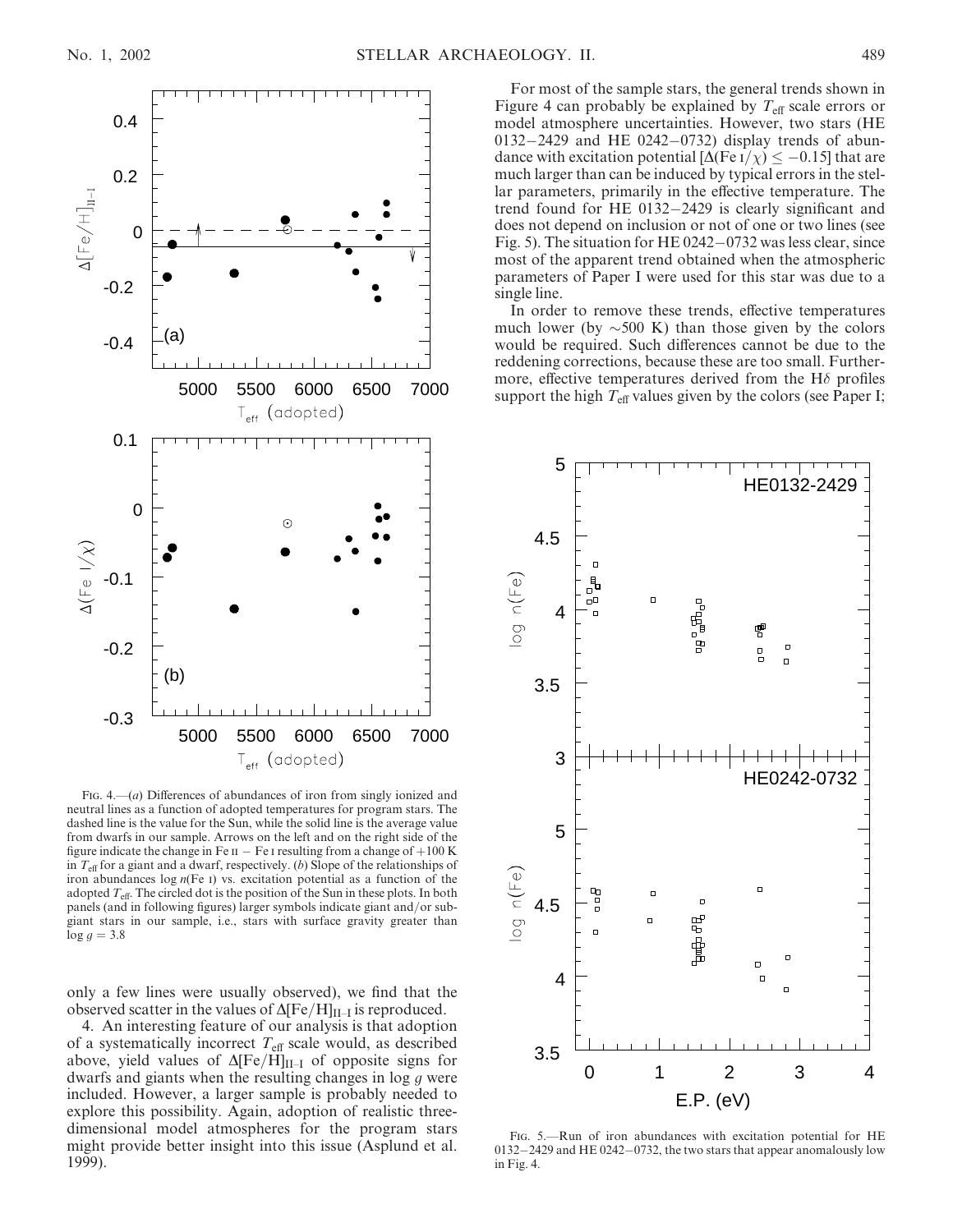FIG. 4.—(*a*) Differences of abundances of iron from singly ionized and neutral lines as a function of adopted temperatures for program stars. The dashed line is the value for the Sun, while the solid line is the average value from dwarfs in our sample. Arrows on the left and on the right side of the figure indicate the change in Fe II − Fe I resulting from a change of +100 K in $T_{\rm eff}$ for a giant and a dwarf, respectively. (*b*) Slope of the relationships of iron abundances log $n$(Fe I) vs. excitation potential as a function of the adopted $T_{\rm eff}$. The circled dot is the position of the Sun in these plots. In both panels (and in following figures) larger symbols indicate giant and/or subgiant stars in our sample, i.e., stars with surface gravity greater than log $g$ = 3.8

only a few lines were usually observed), we find that the observed scatter in the values of $\Delta$[Fe/H]$_{\rm II-I}$ is reproduced.

4. An interesting feature of our analysis is that adoption of a systematically incorrect $T_{\rm eff}$ scale would, as described above, yield values of $\Delta$[Fe/H]$_{\rm II-I}$ of opposite signs for dwarfs and giants when the resulting changes in log $g$ were included. However, a larger sample is probably needed to explore this possibility. Again, adoption of realistic three-dimensional model atmospheres for the program stars might provide better insight into this issue (Asplund et al. 1999).

For most of the sample stars, the general trends shown in Figure 4 can probably be explained by $T_{\rm eff}$ scale errors or model atmosphere uncertainties. However, two stars (HE 0132−2429 and HE 0242−0732) display trends of abundance with excitation potential [$\Delta$(Fe I/$\chi$) $\leq -0.15$] that are much larger than can be induced by typical errors in the stellar parameters, primarily in the effective temperature. The trend found for HE 0132−2429 is clearly significant and does not depend on inclusion or not of one or two lines (see Fig. 5). The situation for HE 0242−0732 was less clear, since most of the apparent trend obtained when the atmospheric parameters of Paper I were used for this star was due to a single line.

In order to remove these trends, effective temperatures much lower (by ∼500 K) than those given by the colors would be required. Such differences cannot be due to the reddening corrections, because these are too small. Furthermore, effective temperatures derived from the H$\delta$ profiles support the high $T_{\rm eff}$ values given by the colors (see Paper I;

FIG. 5.—Run of iron abundances with excitation potential for HE 0132−2429 and HE 0242−0732, the two stars that appear anomalously low in Fig. 4.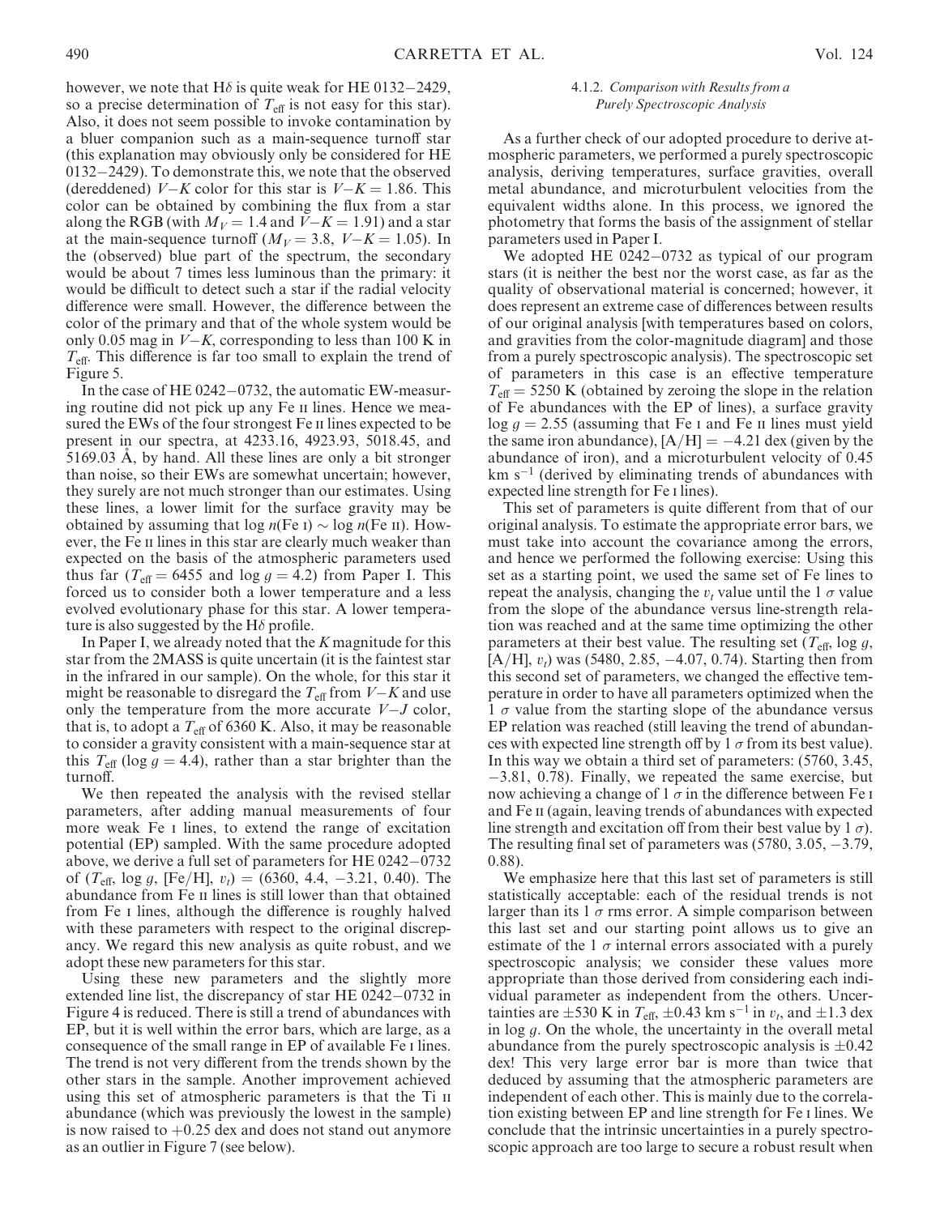however, we note that Hδ is quite weak for HE 0132−2429, so a precise determination of $T_{\rm eff}$ is not easy for this star). Also, it does not seem possible to invoke contamination by a bluer companion such as a main-sequence turnoff star (this explanation may obviously only be considered for HE 0132−2429). To demonstrate this, we note that the observed (dereddened) $V-K$ color for this star is $V-K = 1.86$. This color can be obtained by combining the flux from a star along the RGB (with $M_V = 1.4$ and $V-K = 1.91$) and a star at the main-sequence turnoff ($M_V = 3.8$, $V-K = 1.05$). In the (observed) blue part of the spectrum, the secondary would be about 7 times less luminous than the primary: it would be difficult to detect such a star if the radial velocity difference were small. However, the difference between the color of the primary and that of the whole system would be only 0.05 mag in $V-K$, corresponding to less than 100 K in $T_{\rm eff}$. This difference is far too small to explain the trend of Figure 5.

In the case of HE 0242−0732, the automatic EW-measuring routine did not pick up any Fe II lines. Hence we measured the EWs of the four strongest Fe II lines expected to be present in our spectra, at 4233.16, 4923.93, 5018.45, and 5169.03 Å, by hand. All these lines are only a bit stronger than noise, so their EWs are somewhat uncertain; however, they surely are not much stronger than our estimates. Using these lines, a lower limit for the surface gravity may be obtained by assuming that $\log n(\text{Fe I}) \sim \log n(\text{Fe II})$. However, the Fe II lines in this star are clearly much weaker than expected on the basis of the atmospheric parameters used thus far ($T_{\rm eff} = 6455$ and $\log g = 4.2$) from Paper I. This forced us to consider both a lower temperature and a less evolved evolutionary phase for this star. A lower temperature is also suggested by the Hδ profile.

In Paper I, we already noted that the $K$ magnitude for this star from the 2MASS is quite uncertain (it is the faintest star in the infrared in our sample). On the whole, for this star it might be reasonable to disregard the $T_{\rm eff}$ from $V-K$ and use only the temperature from the more accurate $V-J$ color, that is, to adopt a $T_{\rm eff}$ of 6360 K. Also, it may be reasonable to consider a gravity consistent with a main-sequence star at this $T_{\rm eff}$ ($\log g = 4.4$), rather than a star brighter than the turnoff.

We then repeated the analysis with the revised stellar parameters, after adding manual measurements of four more weak Fe I lines, to extend the range of excitation potential (EP) sampled. With the same procedure adopted above, we derive a full set of parameters for HE 0242−0732 of ($T_{\rm eff}$, $\log g$, [Fe/H], $v_t$) = (6360, 4.4, −3.21, 0.40). The abundance from Fe II lines is still lower than that obtained from Fe I lines, although the difference is roughly halved with these parameters with respect to the original discrepancy. We regard this new analysis as quite robust, and we adopt these new parameters for this star.

Using these new parameters and the slightly more extended line list, the discrepancy of star HE 0242−0732 in Figure 4 is reduced. There is still a trend of abundances with EP, but it is well within the error bars, which are large, as a consequence of the small range in EP of available Fe I lines. The trend is not very different from the trends shown by the other stars in the sample. Another improvement achieved using this set of atmospheric parameters is that the Ti II abundance (which was previously the lowest in the sample) is now raised to +0.25 dex and does not stand out anymore as an outlier in Figure 7 (see below).

#### 4.1.2. *Comparison with Results from a Purely Spectroscopic Analysis*

As a further check of our adopted procedure to derive atmospheric parameters, we performed a purely spectroscopic analysis, deriving temperatures, surface gravities, overall metal abundance, and microturbulent velocities from the equivalent widths alone. In this process, we ignored the photometry that forms the basis of the assignment of stellar parameters used in Paper I.

We adopted HE 0242−0732 as typical of our program stars (it is neither the best nor the worst case, as far as the quality of observational material is concerned; however, it does represent an extreme case of differences between results of our original analysis [with temperatures based on colors, and gravities from the color-magnitude diagram] and those from a purely spectroscopic analysis). The spectroscopic set of parameters in this case is an effective temperature $T_{\rm eff} = 5250$ K (obtained by zeroing the slope in the relation of Fe abundances with the EP of lines), a surface gravity $\log g = 2.55$ (assuming that Fe I and Fe II lines must yield the same iron abundance), $[\text{A/H}] = -4.21$ dex (given by the abundance of iron), and a microturbulent velocity of 0.45 km s$^{-1}$ (derived by eliminating trends of abundances with expected line strength for Fe I lines).

This set of parameters is quite different from that of our original analysis. To estimate the appropriate error bars, we must take into account the covariance among the errors, and hence we performed the following exercise: Using this set as a starting point, we used the same set of Fe lines to repeat the analysis, changing the $v_t$ value until the 1 $\sigma$ value from the slope of the abundance versus line-strength relation was reached and at the same time optimizing the other parameters at their best value. The resulting set ($T_{\rm eff}$, $\log g$, [A/H], $v_t$) was (5480, 2.85, −4.07, 0.74). Starting then from this second set of parameters, we changed the effective temperature in order to have all parameters optimized when the 1 $\sigma$ value from the starting slope of the abundance versus EP relation was reached (still leaving the trend of abundances with expected line strength off by 1 $\sigma$ from its best value). In this way we obtain a third set of parameters: (5760, 3.45, −3.81, 0.78). Finally, we repeated the same exercise, but now achieving a change of 1 $\sigma$ in the difference between Fe I and Fe II (again, leaving trends of abundances with expected line strength and excitation off from their best value by 1 $\sigma$). The resulting final set of parameters was (5780, 3.05, −3.79, 0.88).

We emphasize here that this last set of parameters is still statistically acceptable: each of the residual trends is not larger than its 1 $\sigma$ rms error. A simple comparison between this last set and our starting point allows us to give an estimate of the 1 $\sigma$ internal errors associated with a purely spectroscopic analysis; we consider these values more appropriate than those derived from considering each individual parameter as independent from the others. Uncertainties are ±530 K in $T_{\rm eff}$, ±0.43 km s$^{-1}$ in $v_t$, and ±1.3 dex in $\log g$. On the whole, the uncertainty in the overall metal abundance from the purely spectroscopic analysis is ±0.42 dex! This very large error bar is more than twice that deduced by assuming that the atmospheric parameters are independent of each other. This is mainly due to the correlation existing between EP and line strength for Fe I lines. We conclude that the intrinsic uncertainties in a purely spectroscopic approach are too large to secure a robust result when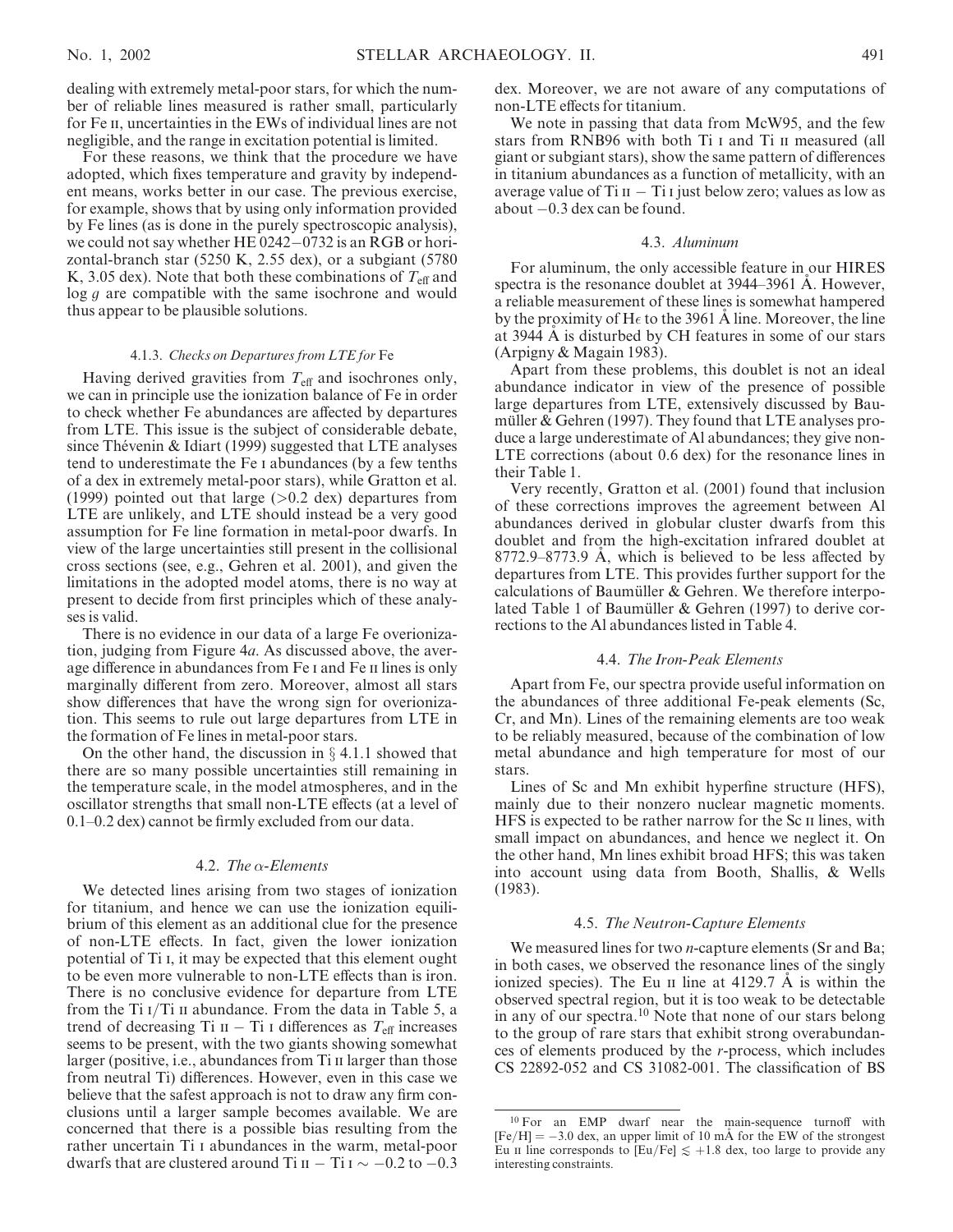dealing with extremely metal-poor stars, for which the number of reliable lines measured is rather small, particularly for Fe II, uncertainties in the EWs of individual lines are not negligible, and the range in excitation potential is limited.

For these reasons, we think that the procedure we have adopted, which fixes temperature and gravity by independent means, works better in our case. The previous exercise, for example, shows that by using only information provided by Fe lines (as is done in the purely spectroscopic analysis), we could not say whether HE 0242−0732 is an RGB or horizontal-branch star (5250 K, 2.55 dex), or a subgiant (5780 K, 3.05 dex). Note that both these combinations of $T_{\rm eff}$ and $\log g$ are compatible with the same isochrone and would thus appear to be plausible solutions.

#### 4.1.3. *Checks on Departures from LTE for* Fe

Having derived gravities from $T_{\rm eff}$ and isochrones only, we can in principle use the ionization balance of Fe in order to check whether Fe abundances are affected by departures from LTE. This issue is the subject of considerable debate, since Thévenin & Idiart (1999) suggested that LTE analyses tend to underestimate the Fe I abundances (by a few tenths of a dex in extremely metal-poor stars), while Gratton et al. (1999) pointed out that large (>0.2 dex) departures from LTE are unlikely, and LTE should instead be a very good assumption for Fe line formation in metal-poor dwarfs. In view of the large uncertainties still present in the collisional cross sections (see, e.g., Gehren et al. 2001), and given the limitations in the adopted model atoms, there is no way at present to decide from first principles which of these analyses is valid.

There is no evidence in our data of a large Fe overionization, judging from Figure 4*a*. As discussed above, the average difference in abundances from Fe I and Fe II lines is only marginally different from zero. Moreover, almost all stars show differences that have the wrong sign for overionization. This seems to rule out large departures from LTE in the formation of Fe lines in metal-poor stars.

On the other hand, the discussion in § 4.1.1 showed that there are so many possible uncertainties still remaining in the temperature scale, in the model atmospheres, and in the oscillator strengths that small non-LTE effects (at a level of 0.1–0.2 dex) cannot be firmly excluded from our data.

### 4.2. *The α-Elements*

We detected lines arising from two stages of ionization for titanium, and hence we can use the ionization equilibrium of this element as an additional clue for the presence of non-LTE effects. In fact, given the lower ionization potential of Ti I, it may be expected that this element ought to be even more vulnerable to non-LTE effects than is iron. There is no conclusive evidence for departure from LTE from the Ti I/Ti II abundance. From the data in Table 5, a trend of decreasing Ti II − Ti I differences as $T_{\rm eff}$ increases seems to be present, with the two giants showing somewhat larger (positive, i.e., abundances from Ti II larger than those from neutral Ti) differences. However, even in this case we believe that the safest approach is not to draw any firm conclusions until a larger sample becomes available. We are concerned that there is a possible bias resulting from the rather uncertain Ti I abundances in the warm, metal-poor dwarfs that are clustered around Ti II − Ti I ∼ −0.2 to −0.3 dex. Moreover, we are not aware of any computations of non-LTE effects for titanium.

We note in passing that data from McW95, and the few stars from RNB96 with both Ti I and Ti II measured (all giant or subgiant stars), show the same pattern of differences in titanium abundances as a function of metallicity, with an average value of Ti II − Ti I just below zero; values as low as about −0.3 dex can be found.

### 4.3. *Aluminum*

For aluminum, the only accessible feature in our HIRES spectra is the resonance doublet at 3944–3961 Å. However, a reliable measurement of these lines is somewhat hampered by the proximity of Hε to the 3961 Å line. Moreover, the line at 3944 Å is disturbed by CH features in some of our stars (Arpigny & Magain 1983).

Apart from these problems, this doublet is not an ideal abundance indicator in view of the presence of possible large departures from LTE, extensively discussed by Baumüller & Gehren (1997). They found that LTE analyses produce a large underestimate of Al abundances; they give non-LTE corrections (about 0.6 dex) for the resonance lines in their Table 1.

Very recently, Gratton et al. (2001) found that inclusion of these corrections improves the agreement between Al abundances derived in globular cluster dwarfs from this doublet and from the high-excitation infrared doublet at 8772.9–8773.9 Å, which is believed to be less affected by departures from LTE. This provides further support for the calculations of Baumüller & Gehren. We therefore interpolated Table 1 of Baumüller & Gehren (1997) to derive corrections to the Al abundances listed in Table 4.

### 4.4. *The Iron-Peak Elements*

Apart from Fe, our spectra provide useful information on the abundances of three additional Fe-peak elements (Sc, Cr, and Mn). Lines of the remaining elements are too weak to be reliably measured, because of the combination of low metal abundance and high temperature for most of our stars.

Lines of Sc and Mn exhibit hyperfine structure (HFS), mainly due to their nonzero nuclear magnetic moments. HFS is expected to be rather narrow for the Sc II lines, with small impact on abundances, and hence we neglect it. On the other hand, Mn lines exhibit broad HFS; this was taken into account using data from Booth, Shallis, & Wells (1983).

### 4.5. *The Neutron-Capture Elements*

We measured lines for two *n*-capture elements (Sr and Ba; in both cases, we observed the resonance lines of the singly ionized species). The Eu II line at 4129.7 Å is within the observed spectral region, but it is too weak to be detectable in any of our spectra.[10] Note that none of our stars belong to the group of rare stars that exhibit strong overabundances of elements produced by the *r*-process, which includes CS 22892-052 and CS 31082-001. The classification of BS

[10] For an EMP dwarf near the main-sequence turnoff with [Fe/H] = −3.0 dex, an upper limit of 10 mÅ for the EW of the strongest Eu II line corresponds to [Eu/Fe] ≲ +1.8 dex, too large to provide any interesting constraints.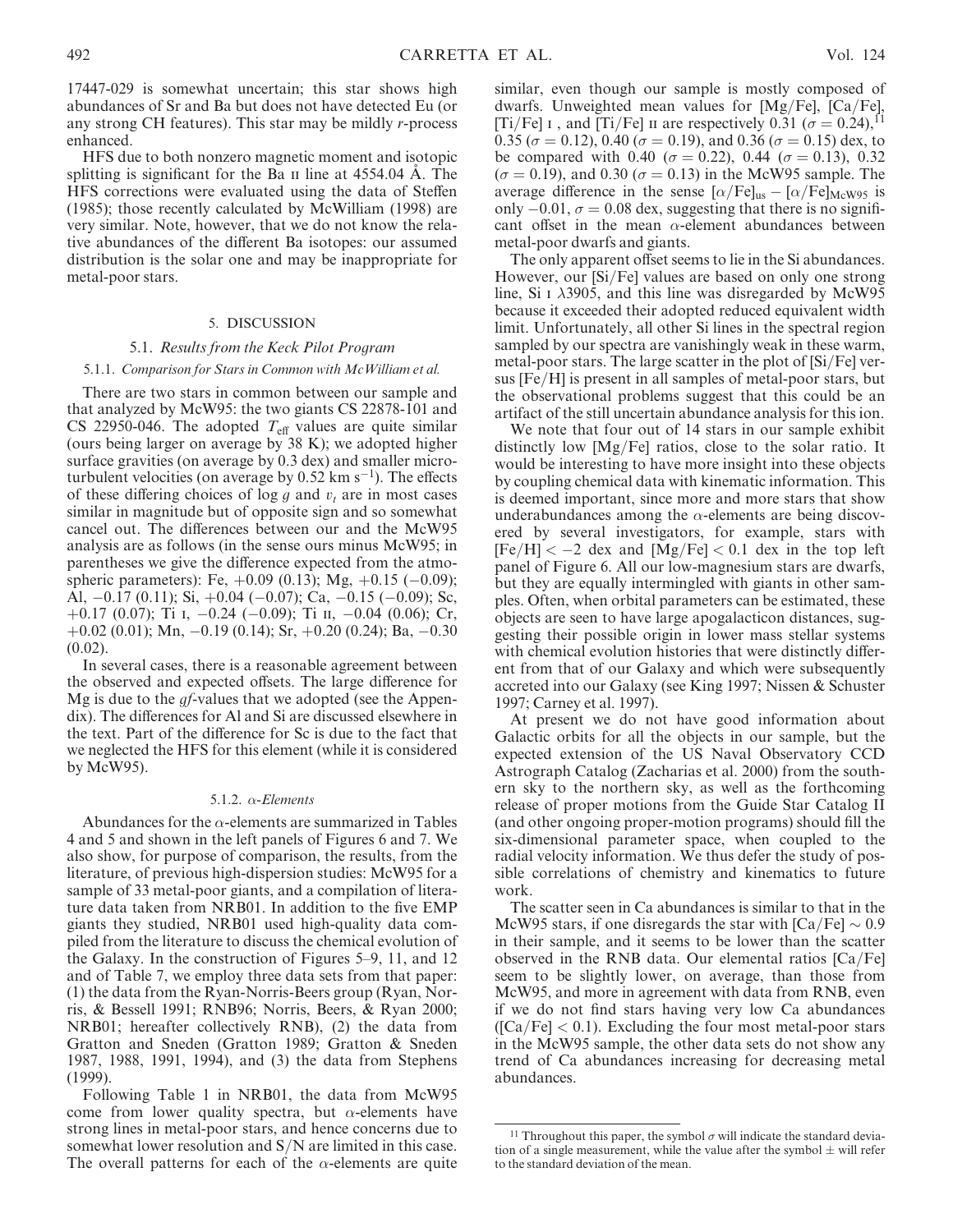17447-029 is somewhat uncertain; this star shows high abundances of Sr and Ba but does not have detected Eu (or any strong CH features). This star may be mildly *r*-process enhanced.

HFS due to both nonzero magnetic moment and isotopic splitting is significant for the Ba II line at 4554.04 Å. The HFS corrections were evaluated using the data of Steffen (1985); those recently calculated by McWilliam (1998) are very similar. Note, however, that we do not know the relative abundances of the different Ba isotopes: our assumed distribution is the solar one and may be inappropriate for metal-poor stars.

## 5. DISCUSSION

### 5.1. *Results from the Keck Pilot Program*

#### 5.1.1. *Comparison for Stars in Common with McWilliam et al.*

There are two stars in common between our sample and that analyzed by McW95: the two giants CS 22878-101 and CS 22950-046. The adopted $T_{\rm eff}$ values are quite similar (ours being larger on average by 38 K); we adopted higher surface gravities (on average by 0.3 dex) and smaller microturbulent velocities (on average by 0.52 km s$^{-1}$). The effects of these differing choices of log $g$ and $v_t$ are in most cases similar in magnitude but of opposite sign and so somewhat cancel out. The differences between our and the McW95 analysis are as follows (in the sense ours minus McW95; in parentheses we give the difference expected from the atmospheric parameters): Fe, +0.09 (0.13); Mg, +0.15 (−0.09); Al, −0.17 (0.11); Si, +0.04 (−0.07); Ca, −0.15 (−0.09); Sc, +0.17 (0.07); Ti I, −0.24 (−0.09); Ti II, −0.04 (0.06); Cr, +0.02 (0.01); Mn, −0.19 (0.14); Sr, +0.20 (0.24); Ba, −0.30 (0.02).

In several cases, there is a reasonable agreement between the observed and expected offsets. The large difference for Mg is due to the *gf*-values that we adopted (see the Appendix). The differences for Al and Si are discussed elsewhere in the text. Part of the difference for Sc is due to the fact that we neglected the HFS for this element (while it is considered by McW95).

#### 5.1.2. *α-Elements*

Abundances for the α-elements are summarized in Tables 4 and 5 and shown in the left panels of Figures 6 and 7. We also show, for purpose of comparison, the results, from the literature, of previous high-dispersion studies: McW95 for a sample of 33 metal-poor giants, and a compilation of literature data taken from NRB01. In addition to the five EMP giants they studied, NRB01 used high-quality data compiled from the literature to discuss the chemical evolution of the Galaxy. In the construction of Figures 5–9, 11, and 12 and of Table 7, we employ three data sets from that paper: (1) the data from the Ryan-Norris-Beers group (Ryan, Norris, & Bessell 1991; RNB96; Norris, Beers, & Ryan 2000; NRB01; hereafter collectively RNB), (2) the data from Gratton and Sneden (Gratton 1989; Gratton & Sneden 1987, 1988, 1991, 1994), and (3) the data from Stephens (1999).

Following Table 1 in NRB01, the data from McW95 come from lower quality spectra, but α-elements have strong lines in metal-poor stars, and hence concerns due to somewhat lower resolution and S/N are limited in this case. The overall patterns for each of the α-elements are quite similar, even though our sample is mostly composed of dwarfs. Unweighted mean values for [Mg/Fe], [Ca/Fe], [Ti/Fe] I , and [Ti/Fe] II are respectively 0.31 ($\sigma = 0.24$),[11] 0.35 ($\sigma = 0.12$), 0.40 ($\sigma = 0.19$), and 0.36 ($\sigma = 0.15$) dex, to be compared with 0.40 ($\sigma = 0.22$), 0.44 ($\sigma = 0.13$), 0.32 ($\sigma = 0.19$), and 0.30 ($\sigma = 0.13$) in the McW95 sample. The average difference in the sense $[\alpha/{\rm Fe}]_{\rm us} - [\alpha/{\rm Fe}]_{\rm McW95}$ is only −0.01, $\sigma = 0.08$ dex, suggesting that there is no significant offset in the mean α-element abundances between metal-poor dwarfs and giants.

The only apparent offset seems to lie in the Si abundances. However, our [Si/Fe] values are based on only one strong line, Si I λ3905, and this line was disregarded by McW95 because it exceeded their adopted reduced equivalent width limit. Unfortunately, all other Si lines in the spectral region sampled by our spectra are vanishingly weak in these warm, metal-poor stars. The large scatter in the plot of [Si/Fe] versus [Fe/H] is present in all samples of metal-poor stars, but the observational problems suggest that this could be an artifact of the still uncertain abundance analysis for this ion.

We note that four out of 14 stars in our sample exhibit distinctly low [Mg/Fe] ratios, close to the solar ratio. It would be interesting to have more insight into these objects by coupling chemical data with kinematic information. This is deemed important, since more and more stars that show underabundances among the α-elements are being discovered by several investigators, for example, stars with [Fe/H] < −2 dex and [Mg/Fe] < 0.1 dex in the top left panel of Figure 6. All our low-magnesium stars are dwarfs, but they are equally intermingled with giants in other samples. Often, when orbital parameters can be estimated, these objects are seen to have large apogalacticon distances, suggesting their possible origin in lower mass stellar systems with chemical evolution histories that were distinctly different from that of our Galaxy and which were subsequently accreted into our Galaxy (see King 1997; Nissen & Schuster 1997; Carney et al. 1997).

At present we do not have good information about Galactic orbits for all the objects in our sample, but the expected extension of the US Naval Observatory CCD Astrograph Catalog (Zacharias et al. 2000) from the southern sky to the northern sky, as well as the forthcoming release of proper motions from the Guide Star Catalog II (and other ongoing proper-motion programs) should fill the six-dimensional parameter space, when coupled to the radial velocity information. We thus defer the study of possible correlations of chemistry and kinematics to future work.

The scatter seen in Ca abundances is similar to that in the McW95 stars, if one disregards the star with [Ca/Fe] ∼ 0.9 in their sample, and it seems to be lower than the scatter observed in the RNB data. Our elemental ratios [Ca/Fe] seem to be slightly lower, on average, than those from McW95, and more in agreement with data from RNB, even if we do not find stars having very low Ca abundances ([Ca/Fe] < 0.1). Excluding the four most metal-poor stars in the McW95 sample, the other data sets do not show any trend of Ca abundances increasing for decreasing metal abundances.

[11] Throughout this paper, the symbol $\sigma$ will indicate the standard deviation of a single measurement, while the value after the symbol ± will refer to the standard deviation of the mean.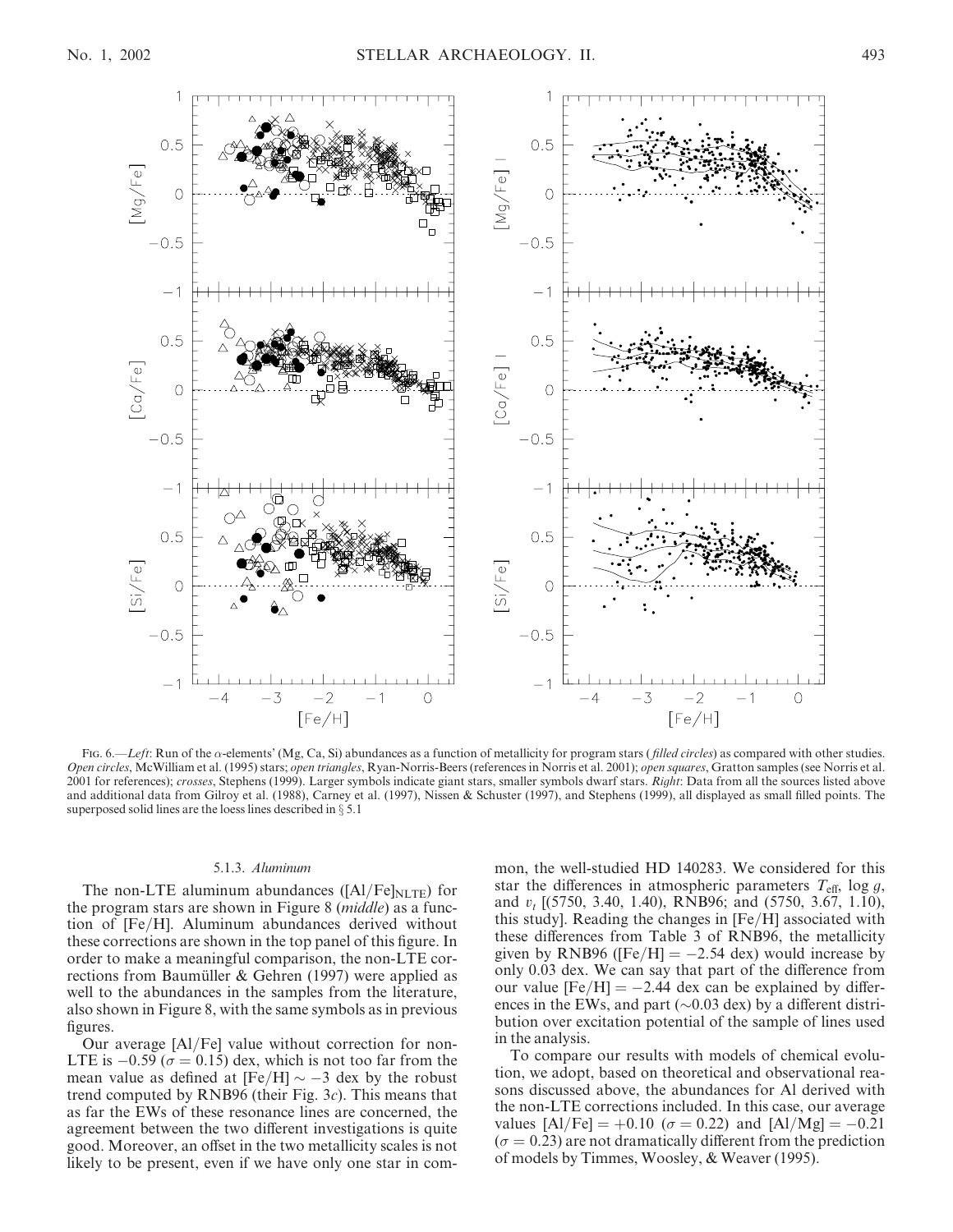FIG. 6.—*Left*: Run of the $\alpha$-elements' (Mg, Ca, Si) abundances as a function of metallicity for program stars (*filled circles*) as compared with other studies. *Open circles*, McWilliam et al. (1995) stars; *open triangles*, Ryan-Norris-Beers (references in Norris et al. 2001); *open squares*, Gratton samples (see Norris et al. 2001 for references); *crosses*, Stephens (1999). Larger symbols indicate giant stars, smaller symbols dwarf stars. *Right*: Data from all the sources listed above and additional data from Gilroy et al. (1988), Carney et al. (1997), Nissen & Schuster (1997), and Stephens (1999), all displayed as small filled points. The superposed solid lines are the loess lines described in § 5.1

#### 5.1.3. *Aluminum*

The non-LTE aluminum abundances ($[Al/Fe]_{NLTE}$) for the program stars are shown in Figure 8 (*middle*) as a function of [Fe/H]. Aluminum abundances derived without these corrections are shown in the top panel of this figure. In order to make a meaningful comparison, the non-LTE corrections from Baumüller & Gehren (1997) were applied as well to the abundances in the samples from the literature, also shown in Figure 8, with the same symbols as in previous figures.

Our average [Al/Fe] value without correction for non-LTE is $-0.59$ ($\sigma = 0.15$) dex, which is not too far from the mean value as defined at [Fe/H] $\sim -3$ dex by the robust trend computed by RNB96 (their Fig. 3*c*). This means that as far the EWs of these resonance lines are concerned, the agreement between the two different investigations is quite good. Moreover, an offset in the two metallicity scales is not likely to be present, even if we have only one star in common, the well-studied HD 140283. We considered for this star the differences in atmospheric parameters $T_{\rm eff}$, log $g$, and $v_t$ [(5750, 3.40, 1.40), RNB96; and (5750, 3.67, 1.10), this study]. Reading the changes in [Fe/H] associated with these differences from Table 3 of RNB96, the metallicity given by RNB96 ([Fe/H] $= -2.54$ dex) would increase by only 0.03 dex. We can say that part of the difference from our value [Fe/H] $= -2.44$ dex can be explained by differences in the EWs, and part ($\sim$0.03 dex) by a different distribution over excitation potential of the sample of lines used in the analysis.

To compare our results with models of chemical evolution, we adopt, based on theoretical and observational reasons discussed above, the abundances for Al derived with the non-LTE corrections included. In this case, our average values [Al/Fe] $= +0.10$ ($\sigma = 0.22$) and [Al/Mg] $= -0.21$ ($\sigma = 0.23$) are not dramatically different from the prediction of models by Timmes, Woosley, & Weaver (1995).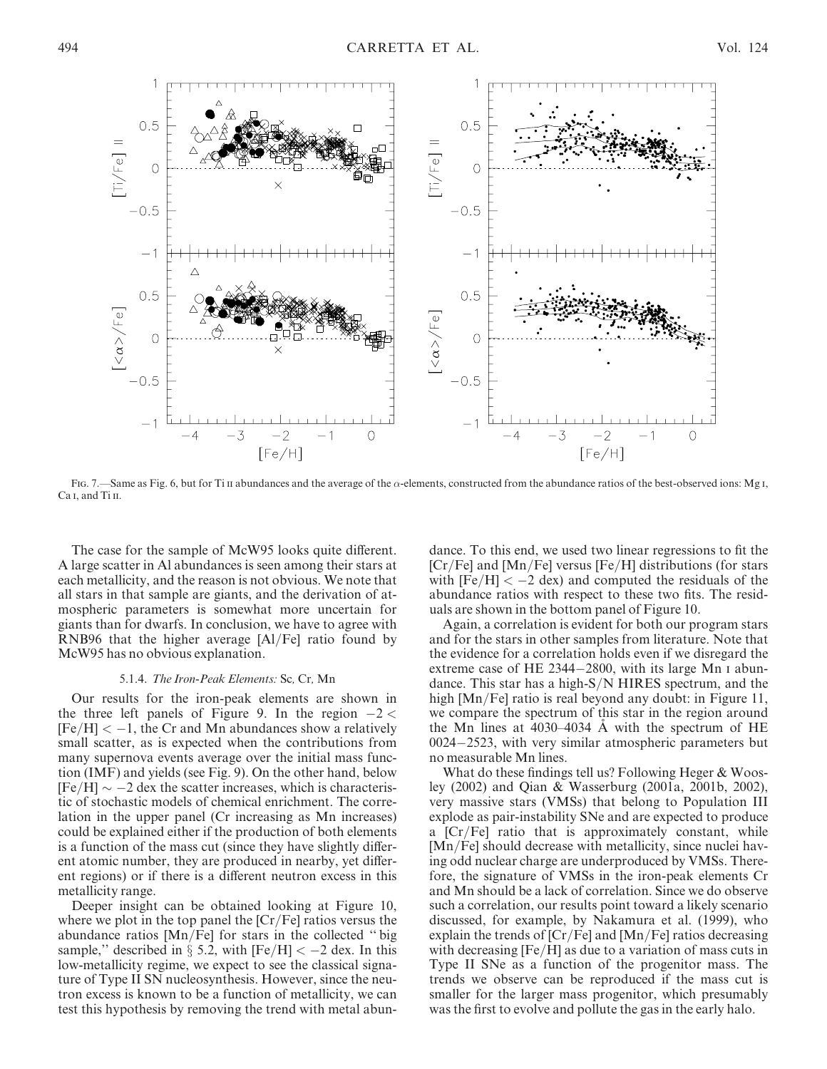Fig. 7.—Same as Fig. 6, but for Ti II abundances and the average of the α-elements, constructed from the abundance ratios of the best-observed ions: Mg I, Ca I, and Ti II.

The case for the sample of McW95 looks quite different. A large scatter in Al abundances is seen among their stars at each metallicity, and the reason is not obvious. We note that all stars in that sample are giants, and the derivation of atmospheric parameters is somewhat more uncertain for giants than for dwarfs. In conclusion, we have to agree with RNB96 that the higher average [Al/Fe] ratio found by McW95 has no obvious explanation.

#### 5.1.4. *The Iron-Peak Elements:* Sc, Cr, Mn

Our results for the iron-peak elements are shown in the three left panels of Figure 9. In the region $-2 <$ [Fe/H] $< -1$, the Cr and Mn abundances show a relatively small scatter, as is expected when the contributions from many supernova events average over the initial mass function (IMF) and yields (see Fig. 9). On the other hand, below [Fe/H] $\sim -2$ dex the scatter increases, which is characteristic of stochastic models of chemical enrichment. The correlation in the upper panel (Cr increasing as Mn increases) could be explained either if the production of both elements is a function of the mass cut (since they have slightly different atomic number, they are produced in nearby, yet different regions) or if there is a different neutron excess in this metallicity range.

Deeper insight can be obtained looking at Figure 10, where we plot in the top panel the [Cr/Fe] ratios versus the abundance ratios [Mn/Fe] for stars in the collected "big sample," described in § 5.2, with [Fe/H] $< -2$ dex. In this low-metallicity regime, we expect to see the classical signature of Type II SN nucleosynthesis. However, since the neutron excess is known to be a function of metallicity, we can test this hypothesis by removing the trend with metal abundance. To this end, we used two linear regressions to fit the [Cr/Fe] and [Mn/Fe] versus [Fe/H] distributions (for stars with [Fe/H] $< -2$ dex) and computed the residuals of the abundance ratios with respect to these two fits. The residuals are shown in the bottom panel of Figure 10.

Again, a correlation is evident for both our program stars and for the stars in other samples from literature. Note that the evidence for a correlation holds even if we disregard the extreme case of HE 2344−2800, with its large Mn I abundance. This star has a high-S/N HIRES spectrum, and the high [Mn/Fe] ratio is real beyond any doubt: in Figure 11, we compare the spectrum of this star in the region around the Mn lines at 4030–4034 Å with the spectrum of HE 0024−2523, with very similar atmospheric parameters but no measurable Mn lines.

What do these findings tell us? Following Heger & Woosley (2002) and Qian & Wasserburg (2001a, 2001b, 2002), very massive stars (VMSs) that belong to Population III explode as pair-instability SNe and are expected to produce a [Cr/Fe] ratio that is approximately constant, while [Mn/Fe] should decrease with metallicity, since nuclei having odd nuclear charge are underproduced by VMSs. Therefore, the signature of VMSs in the iron-peak elements Cr and Mn should be a lack of correlation. Since we do observe such a correlation, our results point toward a likely scenario discussed, for example, by Nakamura et al. (1999), who explain the trends of [Cr/Fe] and [Mn/Fe] ratios decreasing with decreasing [Fe/H] as due to a variation of mass cuts in Type II SNe as a function of the progenitor mass. The trends we observe can be reproduced if the mass cut is smaller for the larger mass progenitor, which presumably was the first to evolve and pollute the gas in the early halo.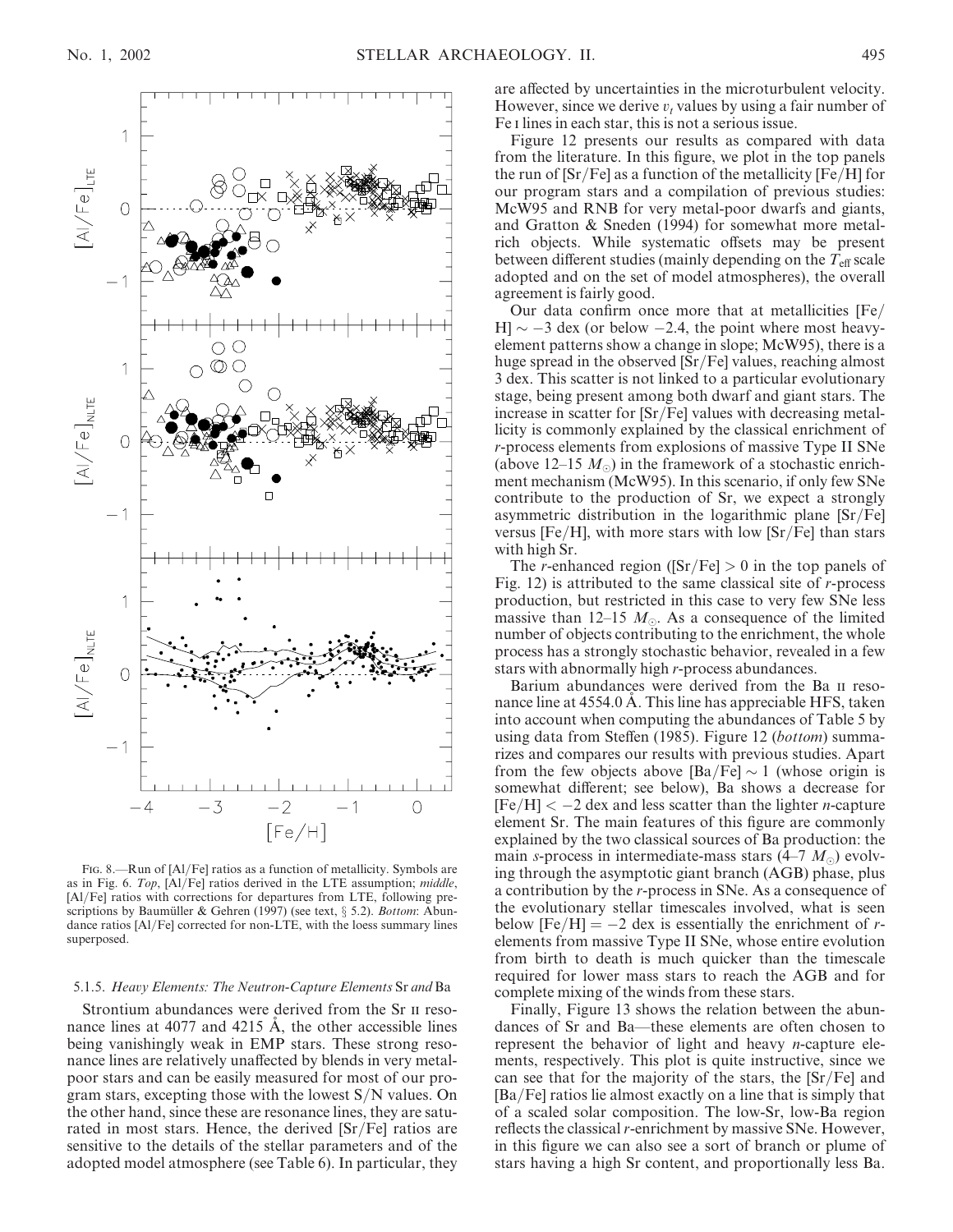Fig. 8.—Run of [Al/Fe] ratios as a function of metallicity. Symbols are as in Fig. 6. *Top*, [Al/Fe] ratios derived in the LTE assumption; *middle*, [Al/Fe] ratios with corrections for departures from LTE, following prescriptions by Baumüller & Gehren (1997) (see text, § 5.2). *Bottom*: Abundance ratios [Al/Fe] corrected for non-LTE, with the loess summary lines superposed.

#### 5.1.5. *Heavy Elements: The Neutron-Capture Elements* Sr *and* Ba

Strontium abundances were derived from the Sr II resonance lines at 4077 and 4215 Å, the other accessible lines being vanishingly weak in EMP stars. These strong resonance lines are relatively unaffected by blends in very metal-poor stars and can be easily measured for most of our program stars, excepting those with the lowest S/N values. On the other hand, since these are resonance lines, they are saturated in most stars. Hence, the derived [Sr/Fe] ratios are sensitive to the details of the stellar parameters and of the adopted model atmosphere (see Table 6). In particular, they are affected by uncertainties in the microturbulent velocity. However, since we derive $v_t$ values by using a fair number of Fe I lines in each star, this is not a serious issue.

Figure 12 presents our results as compared with data from the literature. In this figure, we plot in the top panels the run of [Sr/Fe] as a function of the metallicity [Fe/H] for our program stars and a compilation of previous studies: McW95 and RNB for very metal-poor dwarfs and giants, and Gratton & Sneden (1994) for somewhat more metal-rich objects. While systematic offsets may be present between different studies (mainly depending on the $T_{\rm eff}$ scale adopted and on the set of model atmospheres), the overall agreement is fairly good.

Our data confirm once more that at metallicities [Fe/H] $\sim -3$ dex (or below $-2.4$, the point where most heavy-element patterns show a change in slope; McW95), there is a huge spread in the observed [Sr/Fe] values, reaching almost 3 dex. This scatter is not linked to a particular evolutionary stage, being present among both dwarf and giant stars. The increase in scatter for [Sr/Fe] values with decreasing metallicity is commonly explained by the classical enrichment of *r*-process elements from explosions of massive Type II SNe (above 12–15 $M_\odot$) in the framework of a stochastic enrichment mechanism (McW95). In this scenario, if only few SNe contribute to the production of Sr, we expect a strongly asymmetric distribution in the logarithmic plane [Sr/Fe] versus [Fe/H], with more stars with low [Sr/Fe] than stars with high Sr.

The *r*-enhanced region ([Sr/Fe] > 0 in the top panels of Fig. 12) is attributed to the same classical site of *r*-process production, but restricted in this case to very few SNe less massive than 12–15 $M_\odot$. As a consequence of the limited number of objects contributing to the enrichment, the whole process has a strongly stochastic behavior, revealed in a few stars with abnormally high *r*-process abundances.

Barium abundances were derived from the Ba II resonance line at 4554.0 Å. This line has appreciable HFS, taken into account when computing the abundances of Table 5 by using data from Steffen (1985). Figure 12 (*bottom*) summarizes and compares our results with previous studies. Apart from the few objects above [Ba/Fe] $\sim 1$ (whose origin is somewhat different; see below), Ba shows a decrease for [Fe/H] $< -2$ dex and less scatter than the lighter *n*-capture element Sr. The main features of this figure are commonly explained by the two classical sources of Ba production: the main *s*-process in intermediate-mass stars (4–7 $M_\odot$) evolving through the asymptotic giant branch (AGB) phase, plus a contribution by the *r*-process in SNe. As a consequence of the evolutionary stellar timescales involved, what is seen below [Fe/H] $= -2$ dex is essentially the enrichment of *r*-elements from massive Type II SNe, whose entire evolution from birth to death is much quicker than the timescale required for lower mass stars to reach the AGB and for complete mixing of the winds from these stars.

Finally, Figure 13 shows the relation between the abundances of Sr and Ba—these elements are often chosen to represent the behavior of light and heavy *n*-capture elements, respectively. This plot is quite instructive, since we can see that for the majority of the stars, the [Sr/Fe] and [Ba/Fe] ratios lie almost exactly on a line that is simply that of a scaled solar composition. The low-Sr, low-Ba region reflects the classical *r*-enrichment by massive SNe. However, in this figure we can also see a sort of branch or plume of stars having a high Sr content, and proportionally less Ba.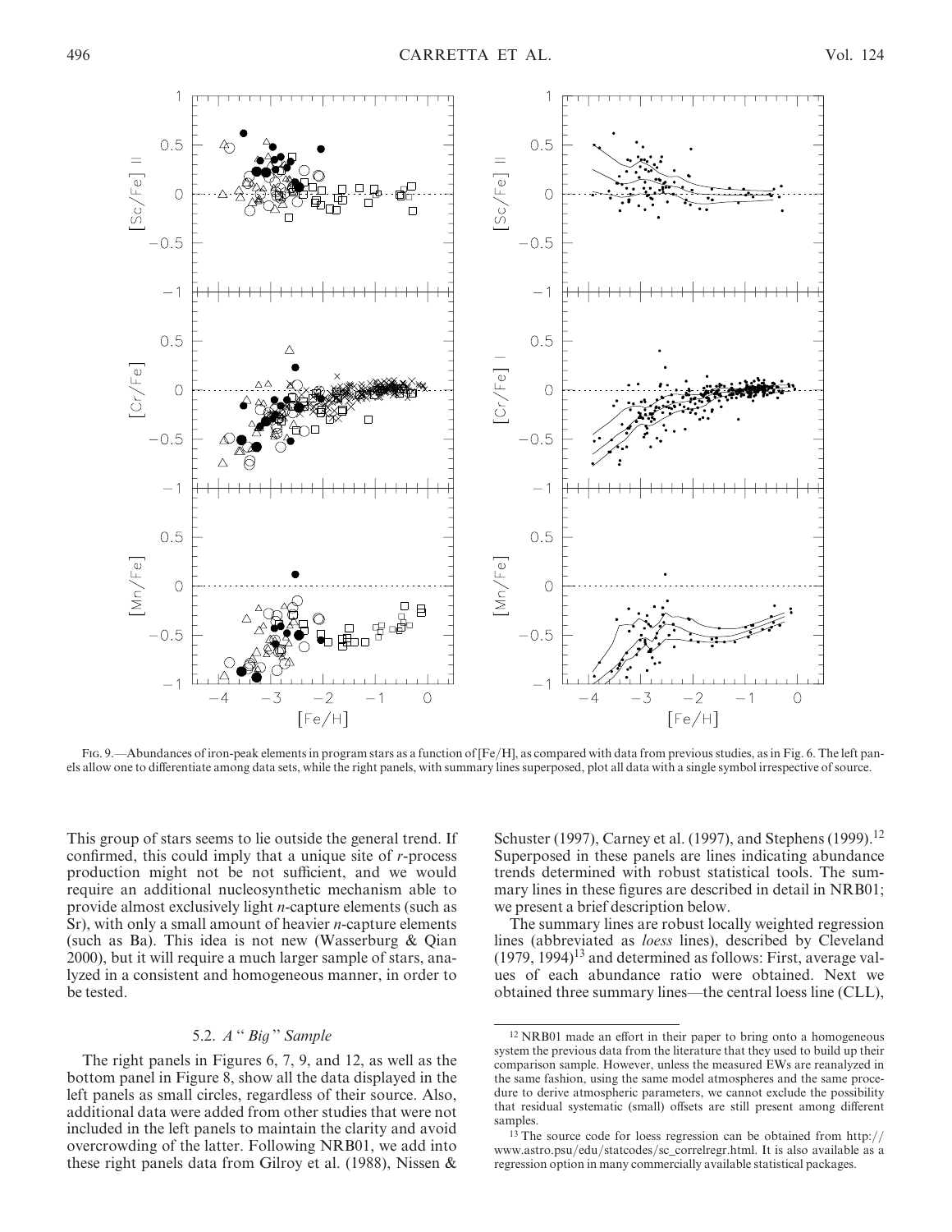Fig. 9.—Abundances of iron-peak elements in program stars as a function of [Fe/H], as compared with data from previous studies, as in Fig. 6. The left panels allow one to differentiate among data sets, while the right panels, with summary lines superposed, plot all data with a single symbol irrespective of source.

This group of stars seems to lie outside the general trend. If confirmed, this could imply that a unique site of *r*-process production might not be not sufficient, and we would require an additional nucleosynthetic mechanism able to provide almost exclusively light *n*-capture elements (such as Sr), with only a small amount of heavier *n*-capture elements (such as Ba). This idea is not new (Wasserburg & Qian 2000), but it will require a much larger sample of stars, analyzed in a consistent and homogeneous manner, in order to be tested.

### 5.2. *A "Big" Sample*

The right panels in Figures 6, 7, 9, and 12, as well as the bottom panel in Figure 8, show all the data displayed in the left panels as small circles, regardless of their source. Also, additional data were added from other studies that were not included in the left panels to maintain the clarity and avoid overcrowding of the latter. Following NRB01, we add into these right panels data from Gilroy et al. (1988), Nissen & Schuster (1997), Carney et al. (1997), and Stephens (1999).[12] Superposed in these panels are lines indicating abundance trends determined with robust statistical tools. The summary lines in these figures are described in detail in NRB01; we present a brief description below.

The summary lines are robust locally weighted regression lines (abbreviated as *loess* lines), described by Cleveland (1979, 1994)[13] and determined as follows: First, average values of each abundance ratio were obtained. Next we obtained three summary lines—the central loess line (CLL),

[12] NRB01 made an effort in their paper to bring onto a homogeneous system the previous data from the literature that they used to build up their comparison sample. However, unless the measured EWs are reanalyzed in the same fashion, using the same model atmospheres and the same procedure to derive atmospheric parameters, we cannot exclude the possibility that residual systematic (small) offsets are still present among different samples.

[13] The source code for loess regression can be obtained from http://www.astro.psu/edu/statcodes/sc_correlregr.html. It is also available as a regression option in many commercially available statistical packages.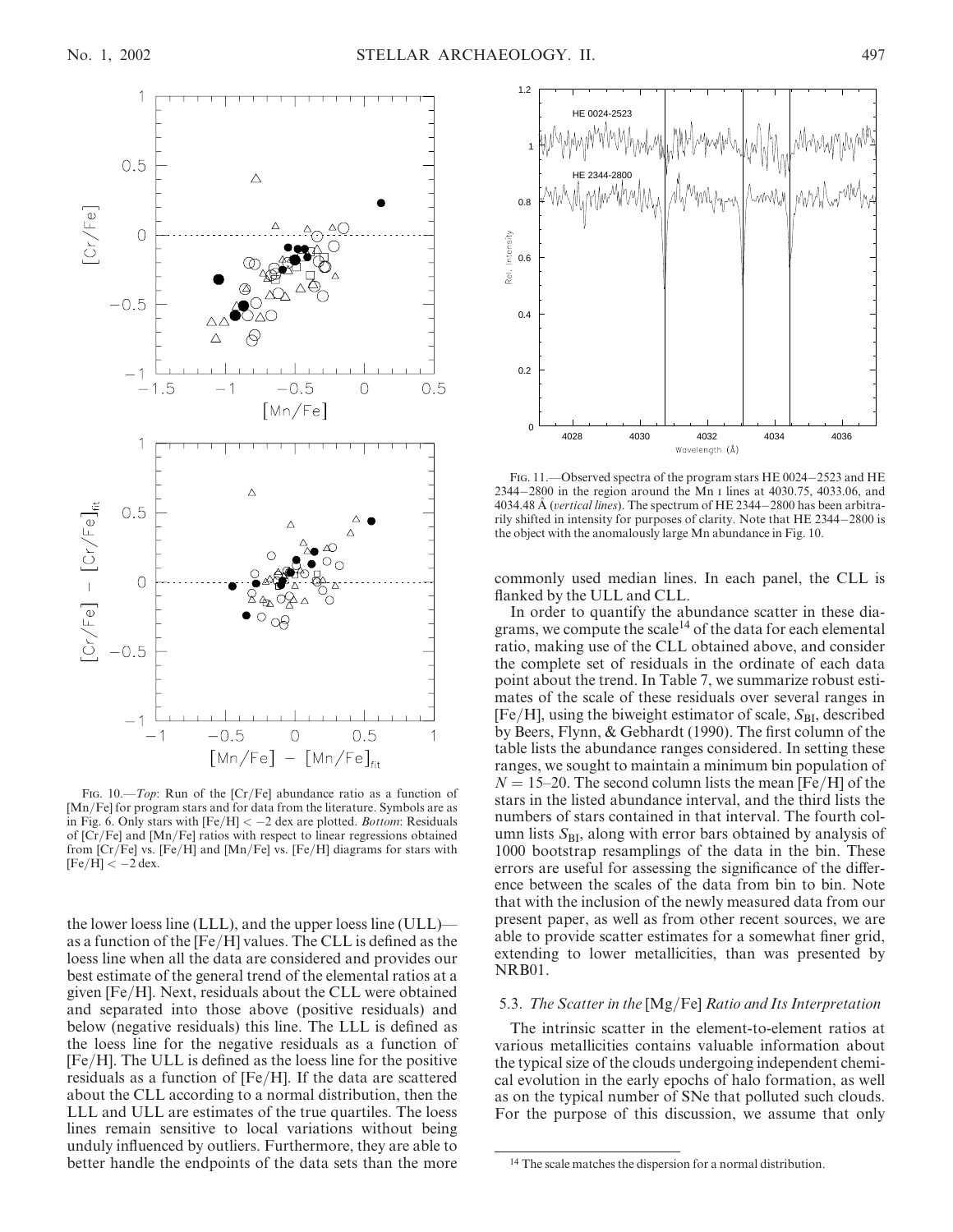FIG. 10.—*Top*: Run of the [Cr/Fe] abundance ratio as a function of [Mn/Fe] for program stars and for data from the literature. Symbols are as in Fig. 6. Only stars with [Fe/H] < −2 dex are plotted. *Bottom*: Residuals of [Cr/Fe] and [Mn/Fe] ratios with respect to linear regressions obtained from [Cr/Fe] vs. [Fe/H] and [Mn/Fe] vs. [Fe/H] diagrams for stars with [Fe/H] < −2 dex.

FIG. 11.—Observed spectra of the program stars HE 0024−2523 and HE 2344−2800 in the region around the Mn I lines at 4030.75, 4033.06, and 4034.48 Å (*vertical lines*). The spectrum of HE 2344−2800 has been arbitrarily shifted in intensity for purposes of clarity. Note that HE 2344−2800 is the object with the anomalously large Mn abundance in Fig. 10.

the lower loess line (LLL), and the upper loess line (ULL)—as a function of the [Fe/H] values. The CLL is defined as the loess line when all the data are considered and provides our best estimate of the general trend of the elemental ratios at a given [Fe/H]. Next, residuals about the CLL were obtained and separated into those above (positive residuals) and below (negative residuals) this line. The LLL is defined as the loess line for the negative residuals as a function of [Fe/H]. The ULL is defined as the loess line for the positive residuals as a function of [Fe/H]. If the data are scattered about the CLL according to a normal distribution, then the LLL and ULL are estimates of the true quartiles. The loess lines remain sensitive to local variations without being unduly influenced by outliers. Furthermore, they are able to better handle the endpoints of the data sets than the more commonly used median lines. In each panel, the CLL is flanked by the ULL and CLL.

In order to quantify the abundance scatter in these diagrams, we compute the scale[14] of the data for each elemental ratio, making use of the CLL obtained above, and consider the complete set of residuals in the ordinate of each data point about the trend. In Table 7, we summarize robust estimates of the scale of these residuals over several ranges in [Fe/H], using the biweight estimator of scale, $S_{\rm BI}$, described by Beers, Flynn, & Gebhardt (1990). The first column of the table lists the abundance ranges considered. In setting these ranges, we sought to maintain a minimum bin population of $N = 15$–20. The second column lists the mean [Fe/H] of the stars in the listed abundance interval, and the third lists the numbers of stars contained in that interval. The fourth column lists $S_{\rm BI}$, along with error bars obtained by analysis of 1000 bootstrap resamplings of the data in the bin. These errors are useful for assessing the significance of the difference between the scales of the data from bin to bin. Note that with the inclusion of the newly measured data from our present paper, as well as from other recent sources, we are able to provide scatter estimates for a somewhat finer grid, extending to lower metallicities, than was presented by NRB01.

### 5.3. *The Scatter in the* [Mg/Fe] *Ratio and Its Interpretation*

The intrinsic scatter in the element-to-element ratios at various metallicities contains valuable information about the typical size of the clouds undergoing independent chemical evolution in the early epochs of halo formation, as well as on the typical number of SNe that polluted such clouds. For the purpose of this discussion, we assume that only

[14] The scale matches the dispersion for a normal distribution.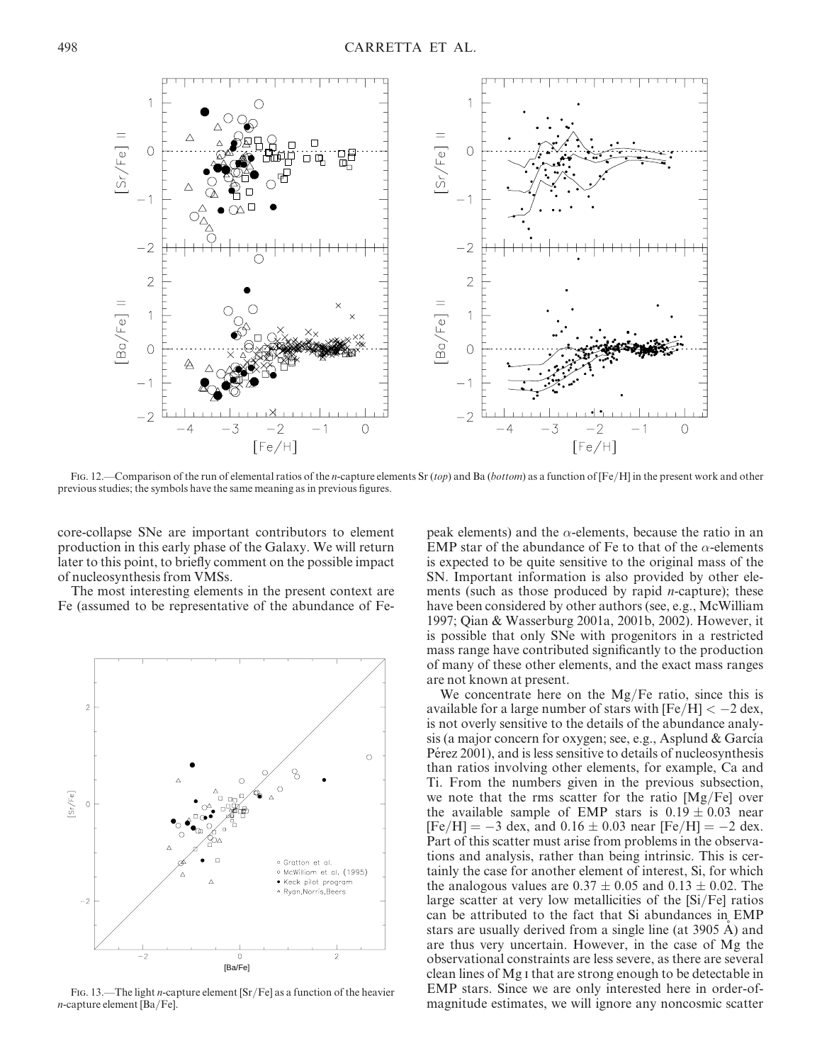FIG. 12.—Comparison of the run of elemental ratios of the *n*-capture elements Sr (*top*) and Ba (*bottom*) as a function of [Fe/H] in the present work and other previous studies; the symbols have the same meaning as in previous figures.

FIG. 13.—The light *n*-capture element [Sr/Fe] as a function of the heavier *n*-capture element [Ba/Fe].

core-collapse SNe are important contributors to element production in this early phase of the Galaxy. We will return later to this point, to briefly comment on the possible impact of nucleosynthesis from VMSs.

The most interesting elements in the present context are Fe (assumed to be representative of the abundance of Fe-peak elements) and the $\alpha$-elements, because the ratio in an EMP star of the abundance of Fe to that of the $\alpha$-elements is expected to be quite sensitive to the original mass of the SN. Important information is also provided by other elements (such as those produced by rapid *n*-capture); these have been considered by other authors (see, e.g., McWilliam 1997; Qian & Wasserburg 2001a, 2001b, 2002). However, it is possible that only SNe with progenitors in a restricted mass range have contributed significantly to the production of many of these other elements, and the exact mass ranges are not known at present.

We concentrate here on the Mg/Fe ratio, since this is available for a large number of stars with $[Fe/H] < -2$ dex, is not overly sensitive to the details of the abundance analysis (a major concern for oxygen; see, e.g., Asplund & García Pérez 2001), and is less sensitive to details of nucleosynthesis than ratios involving other elements, for example, Ca and Ti. From the numbers given in the previous subsection, we note that the rms scatter for the ratio [Mg/Fe] over the available sample of EMP stars is $0.19 \pm 0.03$ near $[Fe/H] = -3$ dex, and $0.16 \pm 0.03$ near $[Fe/H] = -2$ dex. Part of this scatter must arise from problems in the observations and analysis, rather than being intrinsic. This is certainly the case for another element of interest, Si, for which the analogous values are $0.37 \pm 0.05$ and $0.13 \pm 0.02$. The large scatter at very low metallicities of the [Si/Fe] ratios can be attributed to the fact that Si abundances in EMP stars are usually derived from a single line (at 3905 Å) and are thus very uncertain. However, in the case of Mg the observational constraints are less severe, as there are several clean lines of Mg I that are strong enough to be detectable in EMP stars. Since we are only interested here in order-of-magnitude estimates, we will ignore any noncosmic scatter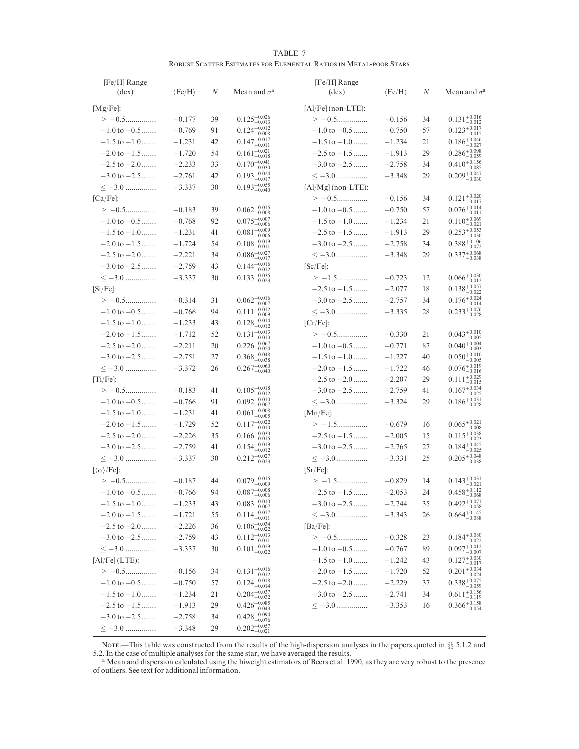TABLE 7

ROBUST SCATTER ESTIMATES FOR ELEMENTAL RATIOS IN METAL-POOR STARS

| [Fe/H] Range (dex) | ⟨Fe/H⟩ | $N$ | Mean and $\sigma$[a] |
|---|---|---|---|
| [Mg/Fe]: | | | |
| > −0.5 | −0.177 | 39 | $0.125^{+0.026}_{-0.013}$ |
| −1.0 to −0.5 | −0.769 | 91 | $0.124^{+0.012}_{-0.008}$ |
| −1.5 to −1.0 | −1.231 | 42 | $0.147^{+0.017}_{-0.011}$ |
| −2.0 to −1.5 | −1.720 | 54 | $0.161^{+0.021}_{-0.018}$ |
| −2.5 to −2.0 | −2.233 | 33 | $0.170^{+0.041}_{-0.030}$ |
| −3.0 to −2.5 | −2.761 | 42 | $0.193^{+0.024}_{-0.017}$ |
| ≤ −3.0 | −3.337 | 30 | $0.193^{+0.055}_{-0.040}$ |
| [Ca/Fe]: | | | |
| > −0.5 | −0.183 | 39 | $0.062^{+0.015}_{-0.008}$ |
| −1.0 to −0.5 | −0.768 | 92 | $0.075^{+0.007}_{-0.006}$ |
| −1.5 to −1.0 | −1.231 | 41 | $0.081^{+0.009}_{-0.006}$ |
| −2.0 to −1.5 | −1.724 | 54 | $0.108^{+0.019}_{-0.011}$ |
| −2.5 to −2.0 | −2.221 | 34 | $0.086^{+0.027}_{-0.017}$ |
| −3.0 to −2.5 | −2.759 | 43 | $0.144^{+0.016}_{-0.012}$ |
| ≤ −3.0 | −3.337 | 30 | $0.133^{+0.035}_{-0.023}$ |
| [Si/Fe]: | | | |
| > −0.5 | −0.314 | 31 | $0.062^{+0.016}_{-0.007}$ |
| −1.0 to −0.5 | −0.766 | 94 | $0.111^{+0.012}_{-0.009}$ |
| −1.5 to −1.0 | −1.233 | 43 | $0.128^{+0.014}_{-0.012}$ |
| −2.0 to −1.5 | −1.712 | 52 | $0.131^{+0.013}_{-0.010}$ |
| −2.5 to −2.0 | −2.211 | 20 | $0.226^{+0.067}_{-0.054}$ |
| −3.0 to −2.5 | −2.751 | 27 | $0.368^{+0.048}_{-0.038}$ |
| ≤ −3.0 | −3.372 | 26 | $0.267^{+0.060}_{-0.040}$ |
| [Ti/Fe]: | | | |
| > −0.5 | −0.183 | 41 | $0.105^{+0.018}_{-0.012}$ |
| −1.0 to −0.5 | −0.766 | 91 | $0.092^{+0.010}_{-0.007}$ |
| −1.5 to −1.0 | −1.231 | 41 | $0.061^{+0.008}_{-0.005}$ |
| −2.0 to −1.5 | −1.729 | 52 | $0.117^{+0.022}_{-0.010}$ |
| −2.5 to −2.0 | −2.226 | 35 | $0.166^{+0.030}_{-0.015}$ |
| −3.0 to −2.5 | −2.759 | 41 | $0.154^{+0.019}_{-0.012}$ |
| ≤ −3.0 | −3.337 | 30 | $0.212^{+0.027}_{-0.023}$ |
| [⟨α⟩/Fe]: | | | |
| > −0.5 | −0.187 | 44 | $0.079^{+0.015}_{-0.009}$ |
| −1.0 to −0.5 | −0.766 | 94 | $0.087^{+0.008}_{-0.006}$ |
| −1.5 to −1.0 | −1.233 | 43 | $0.083^{+0.010}_{-0.007}$ |
| −2.0 to −1.5 | −1.721 | 55 | $0.114^{+0.017}_{-0.011}$ |
| −2.5 to −2.0 | −2.226 | 36 | $0.106^{+0.034}_{-0.022}$ |
| −3.0 to −2.5 | −2.759 | 43 | $0.112^{+0.013}_{-0.011}$ |
| ≤ −3.0 | −3.337 | 30 | $0.101^{+0.029}_{-0.022}$ |
| [Al/Fe] (LTE): | | | |
| > −0.5 | −0.156 | 34 | $0.131^{+0.016}_{-0.012}$ |
| −1.0 to −0.5 | −0.750 | 57 | $0.124^{+0.018}_{-0.014}$ |
| −1.5 to −1.0 | −1.234 | 21 | $0.204^{+0.037}_{-0.032}$ |
| −2.5 to −1.5 | −1.913 | 29 | $0.426^{+0.085}_{-0.043}$ |
| −3.0 to −2.5 | −2.758 | 34 | $0.428^{+0.094}_{-0.076}$ |
| ≤ −3.0 | −3.348 | 29 | $0.202^{+0.057}_{-0.021}$ |
| [Al/Fe] (non-LTE): | | | |
| > −0.5 | −0.156 | 34 | $0.131^{+0.016}_{-0.012}$ |
| −1.0 to −0.5 | −0.750 | 57 | $0.123^{+0.017}_{-0.015}$ |
| −1.5 to −1.0 | −1.234 | 21 | $0.186^{+0.046}_{-0.027}$ |
| −2.5 to −1.5 | −1.913 | 29 | $0.286^{+0.098}_{-0.059}$ |
| −3.0 to −2.5 | −2.758 | 34 | $0.410^{+0.156}_{-0.085}$ |
| ≤ −3.0 | −3.348 | 29 | $0.209^{+0.047}_{-0.030}$ |
| [Al/Mg] (non-LTE): | | | |
| > −0.5 | −0.156 | 34 | $0.121^{+0.020}_{-0.017}$ |
| −1.0 to −0.5 | −0.750 | 57 | $0.076^{+0.014}_{-0.011}$ |
| −1.5 to −1.0 | −1.234 | 21 | $0.110^{+0.069}_{-0.021}$ |
| −2.5 to −1.5 | −1.913 | 29 | $0.253^{+0.053}_{-0.030}$ |
| −3.0 to −2.5 | −2.758 | 34 | $0.388^{+0.106}_{-0.072}$ |
| ≤ −3.0 | −3.348 | 29 | $0.337^{+0.068}_{-0.038}$ |
| [Sc/Fe]: | | | |
| > −1.5 | −0.723 | 12 | $0.066^{+0.030}_{-0.012}$ |
| −2.5 to −1.5 | −2.077 | 18 | $0.138^{+0.057}_{-0.022}$ |
| −3.0 to −2.5 | −2.757 | 34 | $0.176^{+0.024}_{-0.014}$ |
| ≤ −3.0 | −3.335 | 28 | $0.233^{+0.076}_{-0.028}$ |
| [Cr/Fe]: | | | |
| > −0.5 | −0.330 | 21 | $0.043^{+0.010}_{-0.005}$ |
| −1.0 to −0.5 | −0.771 | 87 | $0.040^{+0.004}_{-0.003}$ |
| −1.5 to −1.0 | −1.227 | 40 | $0.050^{+0.010}_{-0.005}$ |
| −2.0 to −1.5 | −1.722 | 46 | $0.076^{+0.019}_{-0.016}$ |
| −2.5 to −2.0 | −2.207 | 29 | $0.111^{+0.029}_{-0.015}$ |
| −3.0 to −2.5 | −2.759 | 41 | $0.167^{+0.034}_{-0.025}$ |
| ≤ −3.0 | −3.324 | 29 | $0.186^{+0.031}_{-0.028}$ |
| [Mn/Fe]: | | | |
| > −1.5 | −0.679 | 16 | $0.065^{+0.021}_{-0.008}$ |
| −2.5 to −1.5 | −2.005 | 15 | $0.115^{+0.038}_{-0.023}$ |
| −3.0 to −2.5 | −2.765 | 27 | $0.184^{+0.045}_{-0.025}$ |
| ≤ −3.0 | −3.331 | 25 | $0.205^{+0.048}_{-0.038}$ |
| [Sr/Fe]: | | | |
| > −1.5 | −0.829 | 14 | $0.143^{+0.031}_{-0.021}$ |
| −2.5 to −1.5 | −2.053 | 24 | $0.458^{+0.112}_{-0.068}$ |
| −3.0 to −2.5 | −2.744 | 35 | $0.492^{+0.071}_{-0.058}$ |
| ≤ −3.0 | −3.343 | 26 | $0.664^{+0.145}_{-0.088}$ |
| [Ba/Fe]: | | | |
| > −0.5 | −0.328 | 23 | $0.184^{+0.080}_{-0.022}$ |
| −1.0 to −0.5 | −0.767 | 89 | $0.097^{+0.012}_{-0.007}$ |
| −1.5 to −1.0 | −1.242 | 43 | $0.127^{+0.030}_{-0.017}$ |
| −2.0 to −1.5 | −1.720 | 52 | $0.201^{+0.034}_{-0.024}$ |
| −2.5 to −2.0 | −2.229 | 37 | $0.338^{+0.075}_{-0.059}$ |
| −3.0 to −2.5 | −2.741 | 34 | $0.611^{+0.156}_{-0.119}$ |
| ≤ −3.0 | −3.353 | 16 | $0.366^{+0.158}_{-0.054}$ |

NOTE.—This table was constructed from the results of the high-dispersion analyses in the papers quoted in §§ 5.1.2 and 5.2. In the case of multiple analyses for the same star, we have averaged the results.

[a] Mean and dispersion calculated using the biweight estimators of Beers et al. 1990, as they are very robust to the presence of outliers. See text for additional information.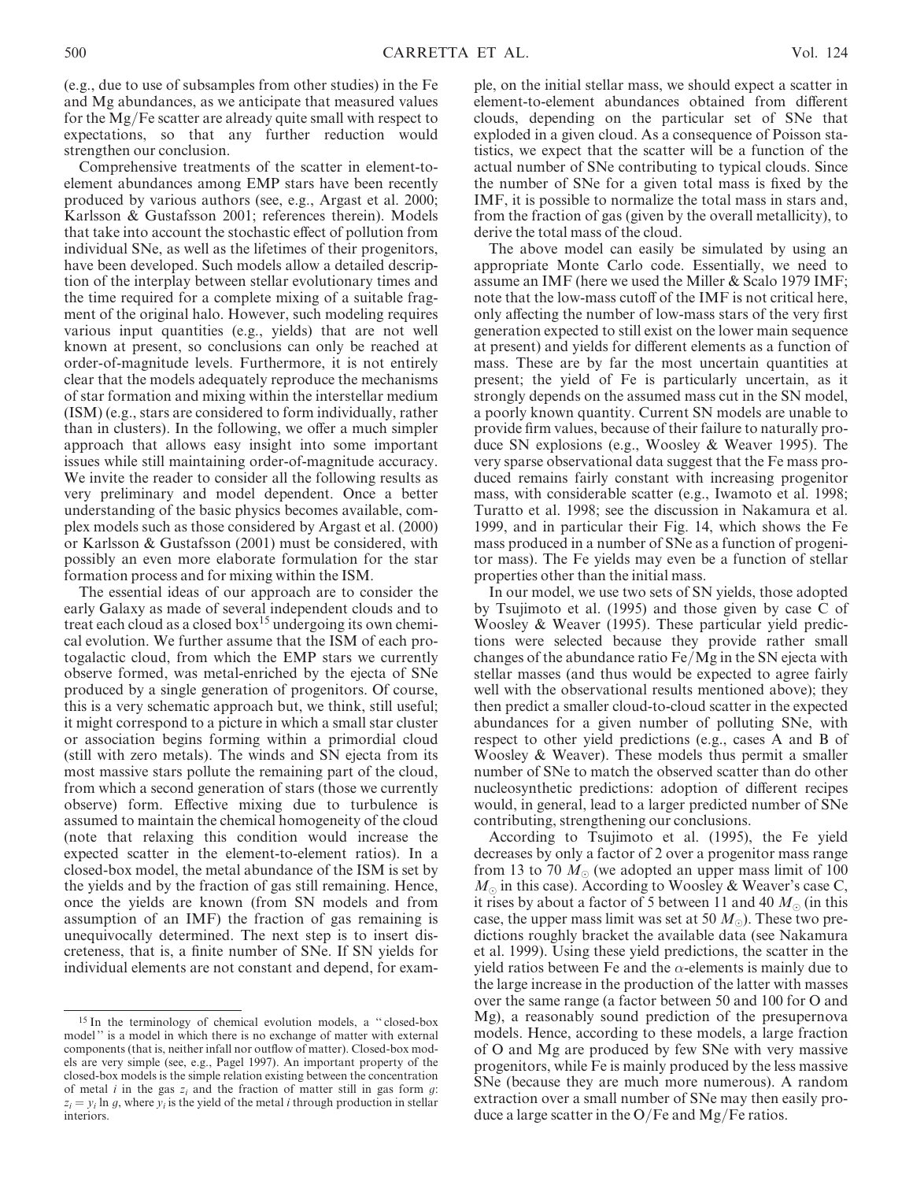(e.g., due to use of subsamples from other studies) in the Fe and Mg abundances, as we anticipate that measured values for the Mg/Fe scatter are already quite small with respect to expectations, so that any further reduction would strengthen our conclusion.

Comprehensive treatments of the scatter in element-to-element abundances among EMP stars have been recently produced by various authors (see, e.g., Argast et al. 2000; Karlsson & Gustafsson 2001; references therein). Models that take into account the stochastic effect of pollution from individual SNe, as well as the lifetimes of their progenitors, have been developed. Such models allow a detailed description of the interplay between stellar evolutionary times and the time required for a complete mixing of a suitable fragment of the original halo. However, such modeling requires various input quantities (e.g., yields) that are not well known at present, so conclusions can only be reached at order-of-magnitude levels. Furthermore, it is not entirely clear that the models adequately reproduce the mechanisms of star formation and mixing within the interstellar medium (ISM) (e.g., stars are considered to form individually, rather than in clusters). In the following, we offer a much simpler approach that allows easy insight into some important issues while still maintaining order-of-magnitude accuracy. We invite the reader to consider all the following results as very preliminary and model dependent. Once a better understanding of the basic physics becomes available, complex models such as those considered by Argast et al. (2000) or Karlsson & Gustafsson (2001) must be considered, with possibly an even more elaborate formulation for the star formation process and for mixing within the ISM.

The essential ideas of our approach are to consider the early Galaxy as made of several independent clouds and to treat each cloud as a closed box[15] undergoing its own chemical evolution. We further assume that the ISM of each protogalactic cloud, from which the EMP stars we currently observe formed, was metal-enriched by the ejecta of SNe produced by a single generation of progenitors. Of course, this is a very schematic approach but, we think, still useful; it might correspond to a picture in which a small star cluster or association begins forming within a primordial cloud (still with zero metals). The winds and SN ejecta from its most massive stars pollute the remaining part of the cloud, from which a second generation of stars (those we currently observe) form. Effective mixing due to turbulence is assumed to maintain the chemical homogeneity of the cloud (note that relaxing this condition would increase the expected scatter in the element-to-element ratios). In a closed-box model, the metal abundance of the ISM is set by the yields and by the fraction of gas still remaining. Hence, once the yields are known (from SN models and from assumption of an IMF) the fraction of gas remaining is unequivocally determined. The next step is to insert discreteness, that is, a finite number of SNe. If SN yields for individual elements are not constant and depend, for example, on the initial stellar mass, we should expect a scatter in element-to-element abundances obtained from different clouds, depending on the particular set of SNe that exploded in a given cloud. As a consequence of Poisson statistics, we expect that the scatter will be a function of the actual number of SNe contributing to typical clouds. Since the number of SNe for a given total mass is fixed by the IMF, it is possible to normalize the total mass in stars and, from the fraction of gas (given by the overall metallicity), to derive the total mass of the cloud.

The above model can easily be simulated by using an appropriate Monte Carlo code. Essentially, we need to assume an IMF (here we used the Miller & Scalo 1979 IMF; note that the low-mass cutoff of the IMF is not critical here, only affecting the number of low-mass stars of the very first generation expected to still exist on the lower main sequence at present) and yields for different elements as a function of mass. These are by far the most uncertain quantities at present; the yield of Fe is particularly uncertain, as it strongly depends on the assumed mass cut in the SN model, a poorly known quantity. Current SN models are unable to provide firm values, because of their failure to naturally produce SN explosions (e.g., Woosley & Weaver 1995). The very sparse observational data suggest that the Fe mass produced remains fairly constant with increasing progenitor mass, with considerable scatter (e.g., Iwamoto et al. 1998; Turatto et al. 1998; see the discussion in Nakamura et al. 1999, and in particular their Fig. 14, which shows the Fe mass produced in a number of SNe as a function of progenitor mass). The Fe yields may even be a function of stellar properties other than the initial mass.

In our model, we use two sets of SN yields, those adopted by Tsujimoto et al. (1995) and those given by case C of Woosley & Weaver (1995). These particular yield predictions were selected because they provide rather small changes of the abundance ratio Fe/Mg in the SN ejecta with stellar masses (and thus would be expected to agree fairly well with the observational results mentioned above); they then predict a smaller cloud-to-cloud scatter in the expected abundances for a given number of polluting SNe, with respect to other yield predictions (e.g., cases A and B of Woosley & Weaver). These models thus permit a smaller number of SNe to match the observed scatter than do other nucleosynthetic predictions: adoption of different recipes would, in general, lead to a larger predicted number of SNe contributing, strengthening our conclusions.

According to Tsujimoto et al. (1995), the Fe yield decreases by only a factor of 2 over a progenitor mass range from 13 to 70 $M_{\odot}$ (we adopted an upper mass limit of 100 $M_{\odot}$ in this case). According to Woosley & Weaver's case C, it rises by about a factor of 5 between 11 and 40 $M_{\odot}$ (in this case, the upper mass limit was set at 50 $M_{\odot}$). These two predictions roughly bracket the available data (see Nakamura et al. 1999). Using these yield predictions, the scatter in the yield ratios between Fe and the $\alpha$-elements is mainly due to the large increase in the production of the latter with masses over the same range (a factor between 50 and 100 for O and Mg), a reasonably sound prediction of the presupernova models. Hence, according to these models, a large fraction of O and Mg are produced by few SNe with very massive progenitors, while Fe is mainly produced by the less massive SNe (because they are much more numerous). A random extraction over a small number of SNe may then easily produce a large scatter in the O/Fe and Mg/Fe ratios.

[15] In the terminology of chemical evolution models, a "closed-box model" is a model in which there is no exchange of matter with external components (that is, neither infall nor outflow of matter). Closed-box models are very simple (see, e.g., Pagel 1997). An important property of the closed-box models is the simple relation existing between the concentration of metal $i$ in the gas $z_i$ and the fraction of matter still in gas form $g$: $z_i = y_i \ln g$, where $y_i$ is the yield of the metal $i$ through production in stellar interiors.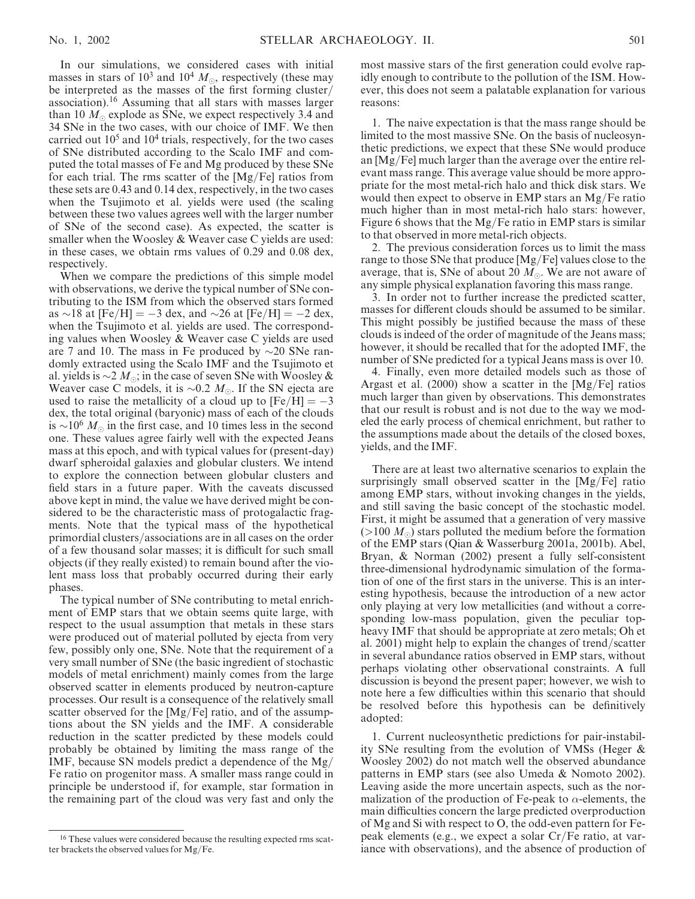In our simulations, we considered cases with initial masses in stars of $10^3$ and $10^4$ $M_\odot$, respectively (these may be interpreted as the masses of the first forming cluster/association).[16] Assuming that all stars with masses larger than 10 $M_\odot$ explode as SNe, we expect respectively 3.4 and 34 SNe in the two cases, with our choice of IMF. We then carried out $10^5$ and $10^4$ trials, respectively, for the two cases of SNe distributed according to the Scalo IMF and computed the total masses of Fe and Mg produced by these SNe for each trial. The rms scatter of the [Mg/Fe] ratios from these sets are 0.43 and 0.14 dex, respectively, in the two cases when the Tsujimoto et al. yields were used (the scaling between these two values agrees well with the larger number of SNe of the second case). As expected, the scatter is smaller when the Woosley & Weaver case C yields are used: in these cases, we obtain rms values of 0.29 and 0.08 dex, respectively.

When we compare the predictions of this simple model with observations, we derive the typical number of SNe contributing to the ISM from which the observed stars formed as ∼18 at [Fe/H] = −3 dex, and ∼26 at [Fe/H] = −2 dex, when the Tsujimoto et al. yields are used. The corresponding values when Woosley & Weaver case C yields are used are 7 and 10. The mass in Fe produced by ∼20 SNe randomly extracted using the Scalo IMF and the Tsujimoto et al. yields is ∼2 $M_\odot$; in the case of seven SNe with Woosley & Weaver case C models, it is ∼0.2 $M_\odot$. If the SN ejecta are used to raise the metallicity of a cloud up to [Fe/H] = −3 dex, the total original (baryonic) mass of each of the clouds is ∼$10^6$ $M_\odot$ in the first case, and 10 times less in the second one. These values agree fairly well with the expected Jeans mass at this epoch, and with typical values for (present-day) dwarf spheroidal galaxies and globular clusters. We intend to explore the connection between globular clusters and field stars in a future paper. With the caveats discussed above kept in mind, the value we have derived might be considered to be the characteristic mass of protogalactic fragments. Note that the typical mass of the hypothetical primordial clusters/associations are in all cases on the order of a few thousand solar masses; it is difficult for such small objects (if they really existed) to remain bound after the violent mass loss that probably occurred during their early phases.

The typical number of SNe contributing to metal enrichment of EMP stars that we obtain seems quite large, with respect to the usual assumption that metals in these stars were produced out of material polluted by ejecta from very few, possibly only one, SNe. Note that the requirement of a very small number of SNe (the basic ingredient of stochastic models of metal enrichment) mainly comes from the large observed scatter in elements produced by neutron-capture processes. Our result is a consequence of the relatively small scatter observed for the [Mg/Fe] ratio, and of the assumptions about the SN yields and the IMF. A considerable reduction in the scatter predicted by these models could probably be obtained by limiting the mass range of the IMF, because SN models predict a dependence of the Mg/Fe ratio on progenitor mass. A smaller mass range could in principle be understood if, for example, star formation in the remaining part of the cloud was very fast and only the most massive stars of the first generation could evolve rapidly enough to contribute to the pollution of the ISM. However, this does not seem a palatable explanation for various reasons:

1. The naive expectation is that the mass range should be limited to the most massive SNe. On the basis of nucleosynthetic predictions, we expect that these SNe would produce an [Mg/Fe] much larger than the average over the entire relevant mass range. This average value should be more appropriate for the most metal-rich halo and thick disk stars. We would then expect to observe in EMP stars an Mg/Fe ratio much higher than in most metal-rich halo stars: however, Figure 6 shows that the Mg/Fe ratio in EMP stars is similar to that observed in more metal-rich objects.

2. The previous consideration forces us to limit the mass range to those SNe that produce [Mg/Fe] values close to the average, that is, SNe of about 20 $M_\odot$. We are not aware of any simple physical explanation favoring this mass range.

3. In order not to further increase the predicted scatter, masses for different clouds should be assumed to be similar. This might possibly be justified because the mass of these clouds is indeed of the order of magnitude of the Jeans mass; however, it should be recalled that for the adopted IMF, the number of SNe predicted for a typical Jeans mass is over 10.

4. Finally, even more detailed models such as those of Argast et al. (2000) show a scatter in the [Mg/Fe] ratios much larger than given by observations. This demonstrates that our result is robust and is not due to the way we modeled the early process of chemical enrichment, but rather to the assumptions made about the details of the closed boxes, yields, and the IMF.

There are at least two alternative scenarios to explain the surprisingly small observed scatter in the [Mg/Fe] ratio among EMP stars, without invoking changes in the yields, and still saving the basic concept of the stochastic model. First, it might be assumed that a generation of very massive (>100 $M_\odot$) stars polluted the medium before the formation of the EMP stars (Qian & Wasserburg 2001a, 2001b). Abel, Bryan, & Norman (2002) present a fully self-consistent three-dimensional hydrodynamic simulation of the formation of one of the first stars in the universe. This is an interesting hypothesis, because the introduction of a new actor only playing at very low metallicities (and without a corresponding low-mass population, given the peculiar top-heavy IMF that should be appropriate at zero metals; Oh et al. 2001) might help to explain the changes of trend/scatter in several abundance ratios observed in EMP stars, without perhaps violating other observational constraints. A full discussion is beyond the present paper; however, we wish to note here a few difficulties within this scenario that should be resolved before this hypothesis can be definitively adopted:

1. Current nucleosynthetic predictions for pair-instability SNe resulting from the evolution of VMSs (Heger & Woosley 2002) do not match well the observed abundance patterns in EMP stars (see also Umeda & Nomoto 2002). Leaving aside the more uncertain aspects, such as the normalization of the production of Fe-peak to α-elements, the main difficulties concern the large predicted overproduction of Mg and Si with respect to O, the odd-even pattern for Fe-peak elements (e.g., we expect a solar Cr/Fe ratio, at variance with observations), and the absence of production of

[16] These values were considered because the resulting expected rms scatter brackets the observed values for Mg/Fe.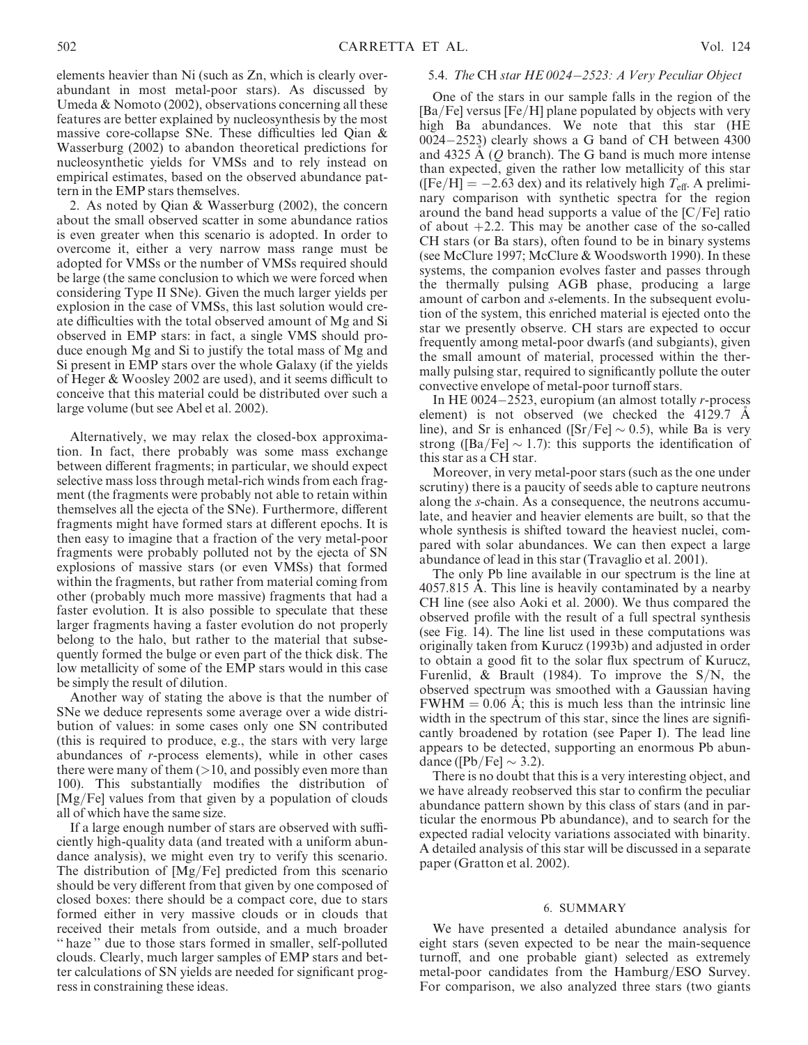elements heavier than Ni (such as Zn, which is clearly overabundant in most metal-poor stars). As discussed by Umeda & Nomoto (2002), observations concerning all these features are better explained by nucleosynthesis by the most massive core-collapse SNe. These difficulties led Qian & Wasserburg (2002) to abandon theoretical predictions for nucleosynthetic yields for VMSs and to rely instead on empirical estimates, based on the observed abundance pattern in the EMP stars themselves.

2. As noted by Qian & Wasserburg (2002), the concern about the small observed scatter in some abundance ratios is even greater when this scenario is adopted. In order to overcome it, either a very narrow mass range must be adopted for VMSs or the number of VMSs required should be large (the same conclusion to which we were forced when considering Type II SNe). Given the much larger yields per explosion in the case of VMSs, this last solution would create difficulties with the total observed amount of Mg and Si observed in EMP stars: in fact, a single VMS should produce enough Mg and Si to justify the total mass of Mg and Si present in EMP stars over the whole Galaxy (if the yields of Heger & Woosley 2002 are used), and it seems difficult to conceive that this material could be distributed over such a large volume (but see Abel et al. 2002).

Alternatively, we may relax the closed-box approximation. In fact, there probably was some mass exchange between different fragments; in particular, we should expect selective mass loss through metal-rich winds from each fragment (the fragments were probably not able to retain within themselves all the ejecta of the SNe). Furthermore, different fragments might have formed stars at different epochs. It is then easy to imagine that a fraction of the very metal-poor fragments were probably polluted not by the ejecta of SN explosions of massive stars (or even VMSs) that formed within the fragments, but rather from material coming from other (probably much more massive) fragments that had a faster evolution. It is also possible to speculate that these larger fragments having a faster evolution do not properly belong to the halo, but rather to the material that subsequently formed the bulge or even part of the thick disk. The low metallicity of some of the EMP stars would in this case be simply the result of dilution.

Another way of stating the above is that the number of SNe we deduce represents some average over a wide distribution of values: in some cases only one SN contributed (this is required to produce, e.g., the stars with very large abundances of *r*-process elements), while in other cases there were many of them (>10, and possibly even more than 100). This substantially modifies the distribution of [Mg/Fe] values from that given by a population of clouds all of which have the same size.

If a large enough number of stars are observed with sufficiently high-quality data (and treated with a uniform abundance analysis), we might even try to verify this scenario. The distribution of [Mg/Fe] predicted from this scenario should be very different from that given by one composed of closed boxes: there should be a compact core, due to stars formed either in very massive clouds or in clouds that received their metals from outside, and a much broader "haze" due to those stars formed in smaller, self-polluted clouds. Clearly, much larger samples of EMP stars and better calculations of SN yields are needed for significant progress in constraining these ideas.

### 5.4. *The* CH *star HE 0024−2523: A Very Peculiar Object*

One of the stars in our sample falls in the region of the [Ba/Fe] versus [Fe/H] plane populated by objects with very high Ba abundances. We note that this star (HE 0024−2523) clearly shows a G band of CH between 4300 and 4325 Å (*Q* branch). The G band is much more intense than expected, given the rather low metallicity of this star ([Fe/H] = −2.63 dex) and its relatively high $T_{\rm eff}$. A preliminary comparison with synthetic spectra for the region around the band head supports a value of the [C/Fe] ratio of about +2.2. This may be another case of the so-called CH stars (or Ba stars), often found to be in binary systems (see McClure 1997; McClure & Woodsworth 1990). In these systems, the companion evolves faster and passes through the thermally pulsing AGB phase, producing a large amount of carbon and *s*-elements. In the subsequent evolution of the system, this enriched material is ejected onto the star we presently observe. CH stars are expected to occur frequently among metal-poor dwarfs (and subgiants), given the small amount of material, processed within the thermally pulsing star, required to significantly pollute the outer convective envelope of metal-poor turnoff stars.

In HE 0024−2523, europium (an almost totally *r*-process element) is not observed (we checked the 4129.7 Å line), and Sr is enhanced ([Sr/Fe] ∼ 0.5), while Ba is very strong ([Ba/Fe] ∼ 1.7): this supports the identification of this star as a CH star.

Moreover, in very metal-poor stars (such as the one under scrutiny) there is a paucity of seeds able to capture neutrons along the *s*-chain. As a consequence, the neutrons accumulate, and heavier and heavier elements are built, so that the whole synthesis is shifted toward the heaviest nuclei, compared with solar abundances. We can then expect a large abundance of lead in this star (Travaglio et al. 2001).

The only Pb line available in our spectrum is the line at 4057.815 Å. This line is heavily contaminated by a nearby CH line (see also Aoki et al. 2000). We thus compared the observed profile with the result of a full spectral synthesis (see Fig. 14). The line list used in these computations was originally taken from Kurucz (1993b) and adjusted in order to obtain a good fit to the solar flux spectrum of Kurucz, Furenlid, & Brault (1984). To improve the S/N, the observed spectrum was smoothed with a Gaussian having FWHM = 0.06 Å; this is much less than the intrinsic line width in the spectrum of this star, since the lines are significantly broadened by rotation (see Paper I). The lead line appears to be detected, supporting an enormous Pb abundance ([Pb/Fe] ∼ 3.2).

There is no doubt that this is a very interesting object, and we have already reobserved this star to confirm the peculiar abundance pattern shown by this class of stars (and in particular the enormous Pb abundance), and to search for the expected radial velocity variations associated with binarity. A detailed analysis of this star will be discussed in a separate paper (Gratton et al. 2002).

## 6. SUMMARY

We have presented a detailed abundance analysis for eight stars (seven expected to be near the main-sequence turnoff, and one probable giant) selected as extremely metal-poor candidates from the Hamburg/ESO Survey. For comparison, we also analyzed three stars (two giants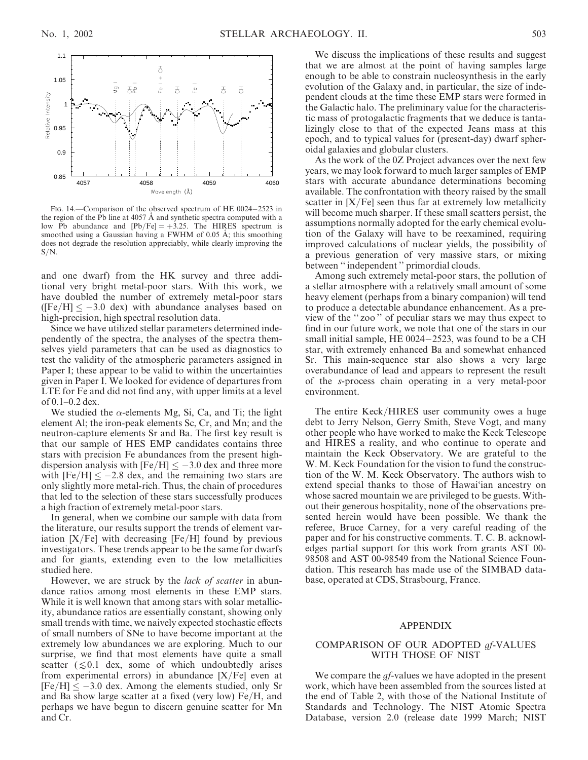FIG. 14.—Comparison of the observed spectrum of HE 0024−2523 in the region of the Pb line at 4057 Å and synthetic spectra computed with a low Pb abundance and [Pb/Fe] = +3.25. The HIRES spectrum is smoothed using a Gaussian having a FWHM of 0.05 Å; this smoothing does not degrade the resolution appreciably, while clearly improving the S/N.

and one dwarf) from the HK survey and three additional very bright metal-poor stars. With this work, we have doubled the number of extremely metal-poor stars ([Fe/H] $\leq -3.0$ dex) with abundance analyses based on high-precision, high spectral resolution data.

Since we have utilized stellar parameters determined independently of the spectra, the analyses of the spectra themselves yield parameters that can be used as diagnostics to test the validity of the atmospheric parameters assigned in Paper I; these appear to be valid to within the uncertainties given in Paper I. We looked for evidence of departures from LTE for Fe and did not find any, with upper limits at a level of 0.1–0.2 dex.

We studied the $\alpha$-elements Mg, Si, Ca, and Ti; the light element Al; the iron-peak elements Sc, Cr, and Mn; and the neutron-capture elements Sr and Ba. The first key result is that our sample of HES EMP candidates contains three stars with precision Fe abundances from the present high-dispersion analysis with [Fe/H] $\leq -3.0$ dex and three more with [Fe/H] $\leq -2.8$ dex, and the remaining two stars are only slightly more metal-rich. Thus, the chain of procedures that led to the selection of these stars successfully produces a high fraction of extremely metal-poor stars.

In general, when we combine our sample with data from the literature, our results support the trends of element variation [X/Fe] with decreasing [Fe/H] found by previous investigators. These trends appear to be the same for dwarfs and for giants, extending even to the low metallicities studied here.

However, we are struck by the *lack of scatter* in abundance ratios among most elements in these EMP stars. While it is well known that among stars with solar metallicity, abundance ratios are essentially constant, showing only small trends with time, we naively expected stochastic effects of small numbers of SNe to have become important at the extremely low abundances we are exploring. Much to our surprise, we find that most elements have quite a small scatter ($\lesssim 0.1$ dex, some of which undoubtedly arises from experimental errors) in abundance [X/Fe] even at [Fe/H] $\leq -3.0$ dex. Among the elements studied, only Sr and Ba show large scatter at a fixed (very low) Fe/H, and perhaps we have begun to discern genuine scatter for Mn and Cr.

We discuss the implications of these results and suggest that we are almost at the point of having samples large enough to be able to constrain nucleosynthesis in the early evolution of the Galaxy and, in particular, the size of independent clouds at the time these EMP stars were formed in the Galactic halo. The preliminary value for the characteristic mass of protogalactic fragments that we deduce is tantalizingly close to that of the expected Jeans mass at this epoch, and to typical values for (present-day) dwarf spheroidal galaxies and globular clusters.

As the work of the 0Z Project advances over the next few years, we may look forward to much larger samples of EMP stars with accurate abundance determinations becoming available. The confrontation with theory raised by the small scatter in [X/Fe] seen thus far at extremely low metallicity will become much sharper. If these small scatters persist, the assumptions normally adopted for the early chemical evolution of the Galaxy will have to be reexamined, requiring improved calculations of nuclear yields, the possibility of a previous generation of very massive stars, or mixing between "independent" primordial clouds.

Among such extremely metal-poor stars, the pollution of a stellar atmosphere with a relatively small amount of some heavy element (perhaps from a binary companion) will tend to produce a detectable abundance enhancement. As a preview of the "zoo" of peculiar stars we may thus expect to find in our future work, we note that one of the stars in our small initial sample, HE 0024−2523, was found to be a CH star, with extremely enhanced Ba and somewhat enhanced Sr. This main-sequence star also shows a very large overabundance of lead and appears to represent the result of the *s*-process chain operating in a very metal-poor environment.

The entire Keck/HIRES user community owes a huge debt to Jerry Nelson, Gerry Smith, Steve Vogt, and many other people who have worked to make the Keck Telescope and HIRES a reality, and who continue to operate and maintain the Keck Observatory. We are grateful to the W. M. Keck Foundation for the vision to fund the construction of the W. M. Keck Observatory. The authors wish to extend special thanks to those of Hawai'ian ancestry on whose sacred mountain we are privileged to be guests. Without their generous hospitality, none of the observations presented herein would have been possible. We thank the referee, Bruce Carney, for a very careful reading of the paper and for his constructive comments. T. C. B. acknowledges partial support for this work from grants AST 00-98508 and AST 00-98549 from the National Science Foundation. This research has made use of the SIMBAD database, operated at CDS, Strasbourg, France.

## APPENDIX

### COMPARISON OF OUR ADOPTED *gf*-VALUES WITH THOSE OF NIST

We compare the *gf*-values we have adopted in the present work, which have been assembled from the sources listed at the end of Table 2, with those of the National Institute of Standards and Technology. The NIST Atomic Spectra Database, version 2.0 (release date 1999 March; NIST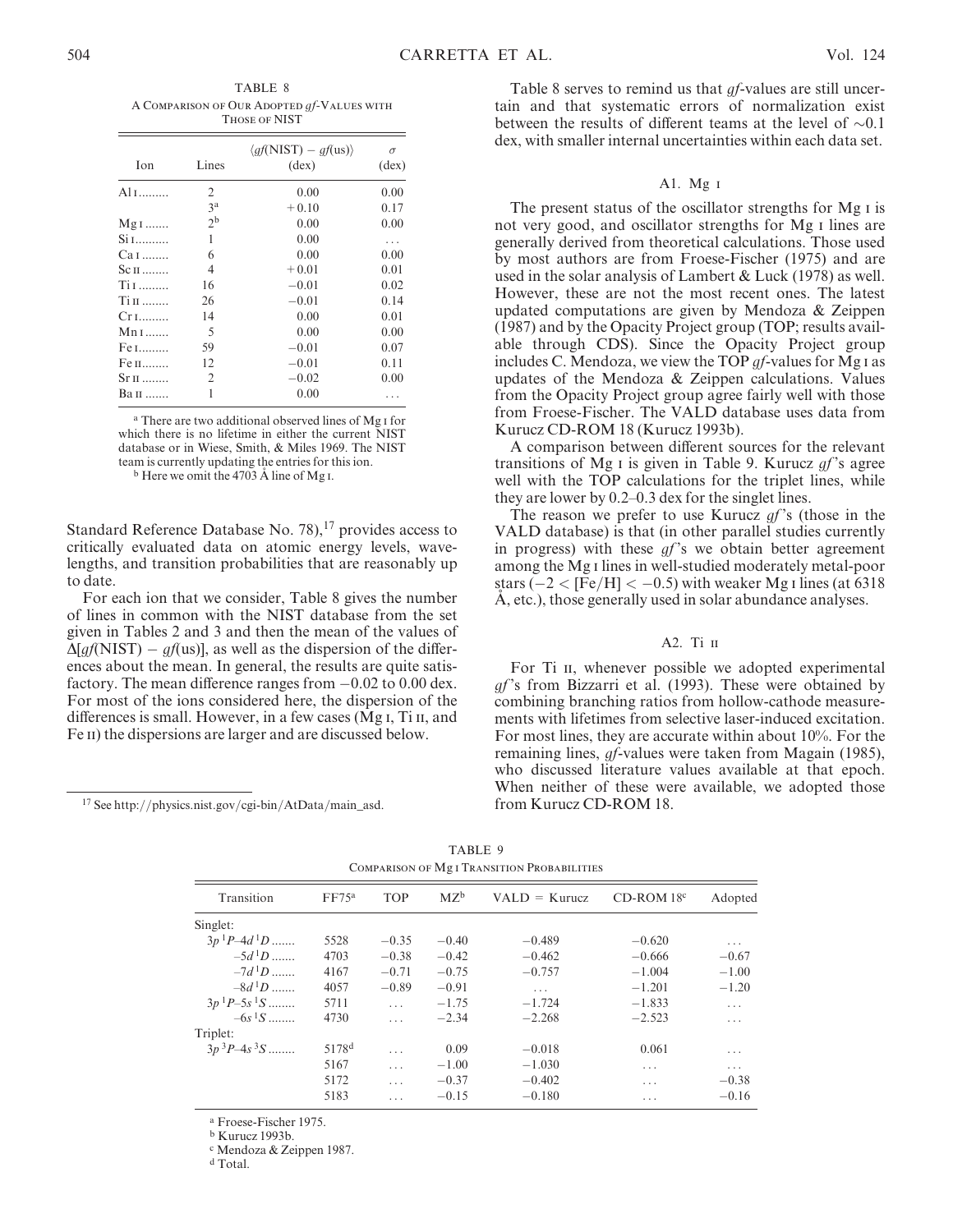TABLE 8

A Comparison of Our Adopted $gf$-Values with Those of NIST

| Ion | Lines | $\langle gf(\mathrm{NIST}) - gf(\mathrm{us})\rangle$ (dex) | $\sigma$ (dex) |
|---|---|---|---|
| Al I | 2 | 0.00 | 0.00 |
| | 3[a] | +0.10 | 0.17 |
| Mg I | 2[b] | 0.00 | 0.00 |
| Si I | 1 | 0.00 | ... |
| Ca I | 6 | 0.00 | 0.00 |
| Sc II | 4 | +0.01 | 0.01 |
| Ti I | 16 | −0.01 | 0.02 |
| Ti II | 26 | −0.01 | 0.14 |
| Cr I | 14 | 0.00 | 0.01 |
| Mn I | 5 | 0.00 | 0.00 |
| Fe I | 59 | −0.01 | 0.07 |
| Fe II | 12 | −0.01 | 0.11 |
| Sr II | 2 | −0.02 | 0.00 |
| Ba II | 1 | 0.00 | ... |

[a] There are two additional observed lines of Mg I for which there is no lifetime in either the current NIST database or in Wiese, Smith, & Miles 1969. The NIST team is currently updating the entries for this ion.

[b] Here we omit the 4703 Å line of Mg I.

Standard Reference Database No. 78),[17] provides access to critically evaluated data on atomic energy levels, wavelengths, and transition probabilities that are reasonably up to date.

For each ion that we consider, Table 8 gives the number of lines in common with the NIST database from the set given in Tables 2 and 3 and then the mean of the values of $\Delta[gf(\mathrm{NIST}) - gf(\mathrm{us})]$, as well as the dispersion of the differences about the mean. In general, the results are quite satisfactory. The mean difference ranges from −0.02 to 0.00 dex. For most of the ions considered here, the dispersion of the differences is small. However, in a few cases (Mg I, Ti II, and Fe II) the dispersions are larger and are discussed below.

[17] See http://physics.nist.gov/cgi-bin/AtData/main_asd.

Table 8 serves to remind us that $gf$-values are still uncertain and that systematic errors of normalization exist between the results of different teams at the level of $\sim$0.1 dex, with smaller internal uncertainties within each data set.

### A1. Mg I

The present status of the oscillator strengths for Mg I is not very good, and oscillator strengths for Mg I lines are generally derived from theoretical calculations. Those used by most authors are from Froese-Fischer (1975) and are used in the solar analysis of Lambert & Luck (1978) as well. However, these are not the most recent ones. The latest updated computations are given by Mendoza & Zeippen (1987) and by the Opacity Project group (TOP; results available through CDS). Since the Opacity Project group includes C. Mendoza, we view the TOP $gf$-values for Mg I as updates of the Mendoza & Zeippen calculations. Values from the Opacity Project group agree fairly well with those from Froese-Fischer. The VALD database uses data from Kurucz CD-ROM 18 (Kurucz 1993b).

A comparison between different sources for the relevant transitions of Mg I is given in Table 9. Kurucz $gf$'s agree well with the TOP calculations for the triplet lines, while they are lower by 0.2–0.3 dex for the singlet lines.

The reason we prefer to use Kurucz $gf$'s (those in the VALD database) is that (in other parallel studies currently in progress) with these $gf$'s we obtain better agreement among the Mg I lines in well-studied moderately metal-poor stars ($-2 < [\mathrm{Fe/H}] < -0.5$) with weaker Mg I lines (at 6318 Å, etc.), those generally used in solar abundance analyses.

### A2. Ti II

For Ti II, whenever possible we adopted experimental $gf$'s from Bizzarri et al. (1993). These were obtained by combining branching ratios from hollow-cathode measurements with lifetimes from selective laser-induced excitation. For most lines, they are accurate within about 10%. For the remaining lines, $gf$-values were taken from Magain (1985), who discussed literature values available at that epoch. When neither of these were available, we adopted those from Kurucz CD-ROM 18.

TABLE 9

Comparison of Mg I Transition Probabilities

| Transition | FF75[a] | TOP | MZ[b] | VALD = Kurucz | CD-ROM 18[c] | Adopted |
|---|---|---|---|---|---|---|
| Singlet: | | | | | | |
| $3p\,^1P$–$4d\,^1D$ | 5528 | −0.35 | −0.40 | −0.489 | −0.620 | ... |
| $-5d\,^1D$ | 4703 | −0.38 | −0.42 | −0.462 | −0.666 | −0.67 |
| $-7d\,^1D$ | 4167 | −0.71 | −0.75 | −0.757 | −1.004 | −1.00 |
| $-8d\,^1D$ | 4057 | −0.89 | −0.91 | ... | −1.201 | −1.20 |
| $3p\,^1P$–$5s\,^1S$ | 5711 | ... | −1.75 | −1.724 | −1.833 | ... |
| $-6s\,^1S$ | 4730 | ... | −2.34 | −2.268 | −2.523 | ... |
| Triplet: | | | | | | |
| $3p\,^3P$–$4s\,^3S$ | 5178[d] | ... | 0.09 | −0.018 | 0.061 | ... |
| | 5167 | ... | −1.00 | −1.030 | ... | ... |
| | 5172 | ... | −0.37 | −0.402 | ... | −0.38 |
| | 5183 | ... | −0.15 | −0.180 | ... | −0.16 |

[a] Froese-Fischer 1975.

[b] Kurucz 1993b.

[c] Mendoza & Zeippen 1987.

[d] Total.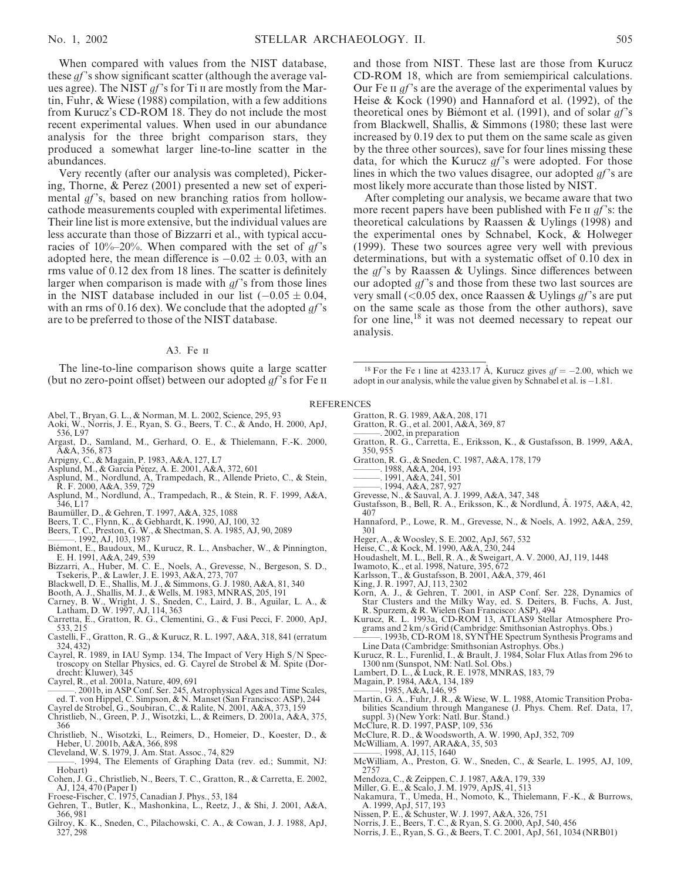When compared with values from the NIST database, these *gf*'s show significant scatter (although the average values agree). The NIST *gf*'s for Ti II are mostly from the Martin, Fuhr, & Wiese (1988) compilation, with a few additions from Kurucz's CD-ROM 18. They do not include the most recent experimental values. When used in our abundance analysis for the three bright comparison stars, they produced a somewhat larger line-to-line scatter in the abundances.

Very recently (after our analysis was completed), Pickering, Thorne, & Perez (2001) presented a new set of experimental *gf*'s, based on new branching ratios from hollow-cathode measurements coupled with experimental lifetimes. Their line list is more extensive, but the individual values are less accurate than those of Bizzarri et al., with typical accuracies of 10%–20%. When compared with the set of *gf*'s adopted here, the mean difference is $-0.02 \pm 0.03$, with an rms value of 0.12 dex from 18 lines. The scatter is definitely larger when comparison is made with *gf*'s from those lines in the NIST database included in our list ($-0.05 \pm 0.04$, with an rms of 0.16 dex). We conclude that the adopted *gf*'s are to be preferred to those of the NIST database.

### A3. Fe II

The line-to-line comparison shows quite a large scatter (but no zero-point offset) between our adopted *gf*'s for Fe II and those from NIST. These last are those from Kurucz CD-ROM 18, which are from semiempirical calculations. Our Fe II *gf*'s are the average of the experimental values by Heise & Kock (1990) and Hannaford et al. (1992), of the theoretical ones by Biémont et al. (1991), and of solar *gf*'s from Blackwell, Shallis, & Simmons (1980; these last were increased by 0.19 dex to put them on the same scale as given by the three other sources), save for four lines missing these data, for which the Kurucz *gf*'s were adopted. For those lines in which the two values disagree, our adopted *gf*'s are most likely more accurate than those listed by NIST.

After completing our analysis, we became aware that two more recent papers have been published with Fe II *gf*'s: the theoretical calculations by Raassen & Uylings (1998) and the experimental ones by Schnabel, Kock, & Holweger (1999). These two sources agree very well with previous determinations, but with a systematic offset of 0.10 dex in the *gf*'s by Raassen & Uylings. Since differences between our adopted *gf*'s and those from these two last sources are very small (<0.05 dex, once Raassen & Uylings *gf*'s are put on the same scale as those from the other authors), save for one line,[18] it was not deemed necessary to repeat our analysis.

[18] For the Fe I line at 4233.17 Å, Kurucz gives $gf = -2.00$, which we adopt in our analysis, while the value given by Schnabel et al. is −1.81.

## REFERENCES

Abel, T., Bryan, G. L., & Norman, M. L. 2002, Science, 295, 93
Aoki, W., Norris, J. E., Ryan, S. G., Beers, T. C., & Ando, H. 2000, ApJ, 536, L97
Argast, D., Samland, M., Gerhard, O. E., & Thielemann, F.-K. 2000, A&A, 356, 873
Arpigny, C., & Magain, P. 1983, A&A, 127, L7
Asplund, M., & García Pérez, A. E. 2001, A&A, 372, 601
Asplund, M., Nordlund, Å., Trampedach, R., Allende Prieto, C., & Stein, R. F. 2000, A&A, 359, 729
Asplund, M., Nordlund, Å., Trampedach, R., & Stein, R. F. 1999, A&A, 346, L17
Baumüller, D., & Gehren, T. 1997, A&A, 325, 1088
Beers, T. C., Flynn, K., & Gebhardt, K. 1990, AJ, 100, 32
Beers, T. C., Preston, G. W., & Shectman, S. A. 1985, AJ, 90, 2089
———. 1992, AJ, 103, 1987
Biémont, E., Baudoux, M., Kurucz, R. L., Ansbacher, W., & Pinnington, E. H. 1991, A&A, 249, 539
Bizzarri, A., Huber, M. C. E., Noels, A., Grevesse, N., Bergeson, S. D., Tsekeris, P., & Lawler, J. E. 1993, A&A, 273, 707
Blackwell, D. E., Shallis, M. J., & Simmons, G. J. 1980, A&A, 81, 340
Booth, A. J., Shallis, M. J., & Wells, M. 1983, MNRAS, 205, 191
Carney, B. W., Wright, J. S., Sneden, C., Laird, J. B., Aguilar, L. A., & Latham, D. W. 1997, AJ, 114, 363
Carretta, E., Gratton, R. G., Clementini, G., & Fusi Pecci, F. 2000, ApJ, 533, 215
Castelli, F., Gratton, R. G., & Kurucz, R. L. 1997, A&A, 318, 841 (erratum 324, 432)
Cayrel, R. 1989, in IAU Symp. 134, The Impact of Very High S/N Spectroscopy on Stellar Physics, ed. G. Cayrel de Strobel & M. Spite (Dordrecht: Kluwer), 345
Cayrel, R., et al. 2001a, Nature, 409, 691
———. 2001b, in ASP Conf. Ser. 245, Astrophysical Ages and Time Scales, ed. T. von Hippel, C. Simpson, & N. Manset (San Francisco: ASP), 244
Cayrel de Strobel, G., Soubiran, C., & Ralite, N. 2001, A&A, 373, 159
Christlieb, N., Green, P. J., Wisotzki, L., & Reimers, D. 2001a, A&A, 375, 366
Christlieb, N., Wisotzki, L., Reimers, D., Homeier, D., Koester, D., & Heber, U. 2001b, A&A, 366, 898
Cleveland, W. S. 1979, J. Am. Stat. Assoc., 74, 829
———. 1994, The Elements of Graphing Data (rev. ed.; Summit, NJ: Hobart)
Cohen, J. G., Christlieb, N., Beers, T. C., Gratton, R., & Carretta, E. 2002, AJ, 124, 470 (Paper I)
Froese-Fischer, C. 1975, Canadian J. Phys., 53, 184
Gehren, T., Butler, K., Mashonkina, L., Reetz, J., & Shi, J. 2001, A&A, 366, 981
Gilroy, K. K., Sneden, C., Pilachowski, C. A., & Cowan, J. J. 1988, ApJ, 327, 298
Gratton, R. G. 1989, A&A, 208, 171
Gratton, R. G., et al. 2001, A&A, 369, 87
———. 2002, in preparation
Gratton, R. G., Carretta, E., Eriksson, K., & Gustafsson, B. 1999, A&A, 350, 955
Gratton, R. G., & Sneden, C. 1987, A&A, 178, 179
———. 1988, A&A, 204, 193
———. 1991, A&A, 241, 501
———. 1994, A&A, 287, 927
Grevesse, N., & Sauval, A. J. 1999, A&A, 347, 348
Gustafsson, B., Bell, R. A., Eriksson, K., & Nordlund, Å. 1975, A&A, 42, 407
Hannaford, P., Lowe, R. M., Grevesse, N., & Noels, A. 1992, A&A, 259, 301
Heger, A., & Woosley, S. E. 2002, ApJ, 567, 532
Heise, C., & Kock, M. 1990, A&A, 230, 244
Houdashelt, M. L., Bell, R. A., & Sweigart, A. V. 2000, AJ, 119, 1448
Iwamoto, K., et al. 1998, Nature, 395, 672
Karlsson, T., & Gustafsson, B. 2001, A&A, 379, 461
King, J. R. 1997, AJ, 113, 2302
Korn, A. J., & Gehren, T. 2001, in ASP Conf. Ser. 228, Dynamics of Star Clusters and the Milky Way, ed. S. Deiters, B. Fuchs, A. Just, R. Spurzem, & R. Wielen (San Francisco: ASP), 494
Kurucz, R. L. 1993a, CD-ROM 13, ATLAS9 Stellar Atmosphere Programs and 2 km/s Grid (Cambridge: Smithsonian Astrophys. Obs.)
———. 1993b, CD-ROM 18, SYNTHE Spectrum Synthesis Programs and Line Data (Cambridge: Smithsonian Astrophys. Obs.)
Kurucz, R. L., Furenlid, I., & Brault, J. 1984, Solar Flux Atlas from 296 to 1300 nm (Sunspot, NM: Natl. Sol. Obs.)
Lambert, D. L., & Luck, R. E. 1978, MNRAS, 183, 79
Magain, P. 1984, A&A, 134, 189
———. 1985, A&A, 146, 95
Martin, G. A., Fuhr, J. R., & Wiese, W. L. 1988, Atomic Transition Probabilities Scandium through Manganese (J. Phys. Chem. Ref. Data, 17, suppl. 3) (New York: Natl. Bur. Stand.)
McClure, R. D. 1997, PASP, 109, 536
McClure, R. D., & Woodsworth, A. W. 1990, ApJ, 352, 709
McWilliam, A. 1997, ARA&A, 35, 503
———. 1998, AJ, 115, 1640
McWilliam, A., Preston, G. W., Sneden, C., & Searle, L. 1995, AJ, 109, 2757
Mendoza, C., & Zeippen, C. J. 1987, A&A, 179, 339
Miller, G. E., & Scalo, J. M. 1979, ApJS, 41, 513
Nakamura, T., Umeda, H., Nomoto, K., Thielemann, F.-K., & Burrows, A. 1999, ApJ, 517, 193
Nissen, P. E., & Schuster, W. J. 1997, A&A, 326, 751
Norris, J. E., Beers, T. C., & Ryan, S. G. 2000, ApJ, 540, 456
Norris, J. E., Ryan, S. G., & Beers, T. C. 2001, ApJ, 561, 1034 (NRB01)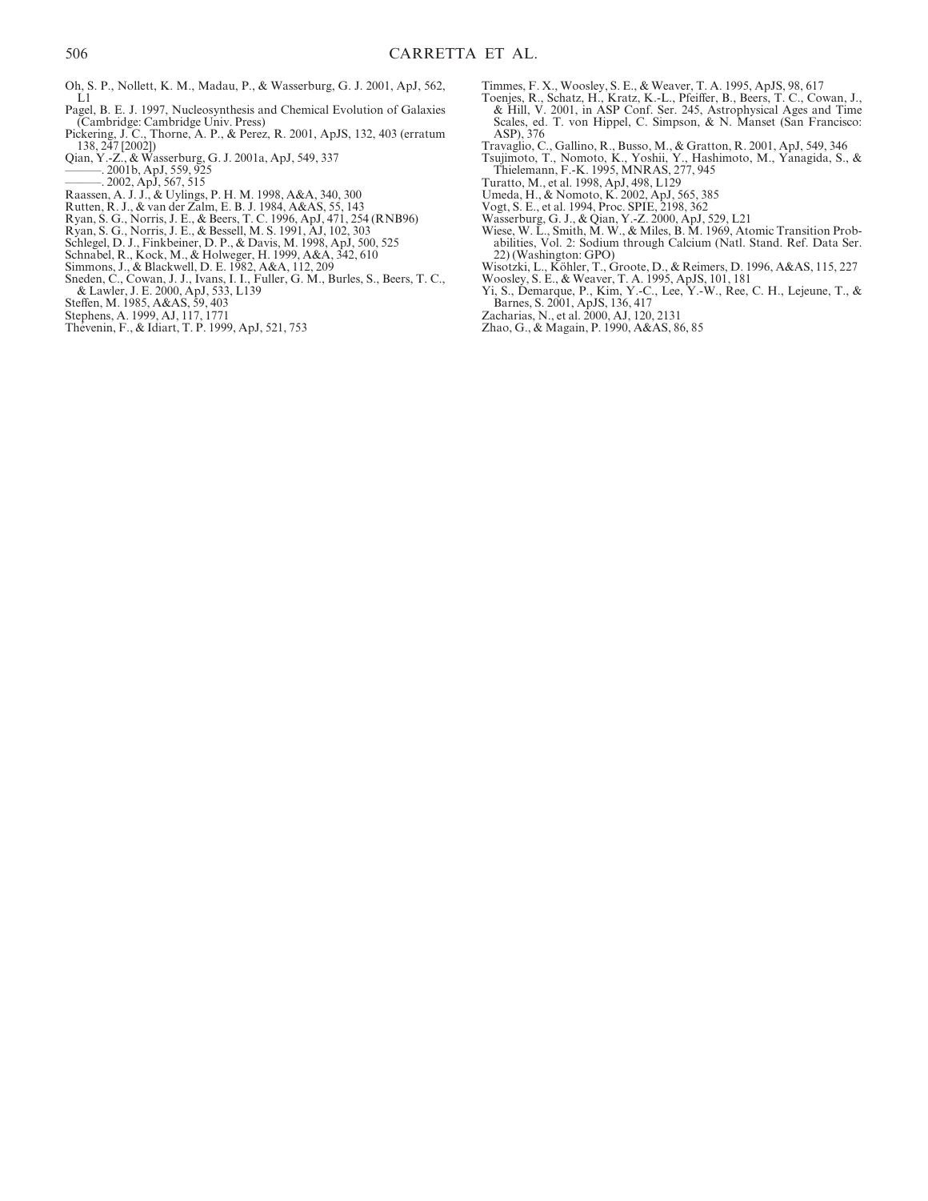Oh, S. P., Nollett, K. M., Madau, P., & Wasserburg, G. J. 2001, ApJ, 562, L1

Pagel, B. E. J. 1997, Nucleosynthesis and Chemical Evolution of Galaxies (Cambridge: Cambridge Univ. Press)

Pickering, J. C., Thorne, A. P., & Perez, R. 2001, ApJS, 132, 403 (erratum 138, 247 [2002])

Qian, Y.-Z., & Wasserburg, G. J. 2001a, ApJ, 549, 337

———. 2001b, ApJ, 559, 925

———. 2002, ApJ, 567, 515

Raassen, A. J. J., & Uylings, P. H. M. 1998, A&A, 340, 300

Rutten, R. J., & van der Zalm, E. B. J. 1984, A&AS, 55, 143

Ryan, S. G., Norris, J. E., & Beers, T. C. 1996, ApJ, 471, 254 (RNB96)

Ryan, S. G., Norris, J. E., & Bessell, M. S. 1991, AJ, 102, 303

Schlegel, D. J., Finkbeiner, D. P., & Davis, M. 1998, ApJ, 500, 525

Schnabel, R., Kock, M., & Holweger, H. 1999, A&A, 342, 610

Simmons, J., & Blackwell, D. E. 1982, A&A, 112, 209

Sneden, C., Cowan, J. J., Ivans, I. I., Fuller, G. M., Burles, S., Beers, T. C., & Lawler, J. E. 2000, ApJ, 533, L139

Steffen, M. 1985, A&AS, 59, 403

Stephens, A. 1999, AJ, 117, 1771

Thévenin, F., & Idiart, T. P. 1999, ApJ, 521, 753

Timmes, F. X., Woosley, S. E., & Weaver, T. A. 1995, ApJS, 98, 617

Toenjes, R., Schatz, H., Kratz, K.-L., Pfeiffer, B., Beers, T. C., Cowan, J., & Hill, V. 2001, in ASP Conf. Ser. 245, Astrophysical Ages and Time Scales, ed. T. von Hippel, C. Simpson, & N. Manset (San Francisco: ASP), 376

Travaglio, C., Gallino, R., Busso, M., & Gratton, R. 2001, ApJ, 549, 346

Tsujimoto, T., Nomoto, K., Yoshii, Y., Hashimoto, M., Yanagida, S., & Thielemann, F.-K. 1995, MNRAS, 277, 945

Turatto, M., et al. 1998, ApJ, 498, L129

Umeda, H., & Nomoto, K. 2002, ApJ, 565, 385

Vogt, S. E., et al. 1994, Proc. SPIE, 2198, 362

Wasserburg, G. J., & Qian, Y.-Z. 2000, ApJ, 529, L21

Wiese, W. L., Smith, M. W., & Miles, B. M. 1969, Atomic Transition Probabilities, Vol. 2: Sodium through Calcium (Natl. Stand. Ref. Data Ser. 22) (Washington: GPO)

Wisotzki, L., Köhler, T., Groote, D., & Reimers, D. 1996, A&AS, 115, 227

Woosley, S. E., & Weaver, T. A. 1995, ApJS, 101, 181

Yi, S., Demarque, P., Kim, Y.-C., Lee, Y.-W., Ree, C. H., Lejeune, T., & Barnes, S. 2001, ApJS, 136, 417

Zacharias, N., et al. 2000, AJ, 120, 2131

Zhao, G., & Magain, P. 1990, A&AS, 86, 85